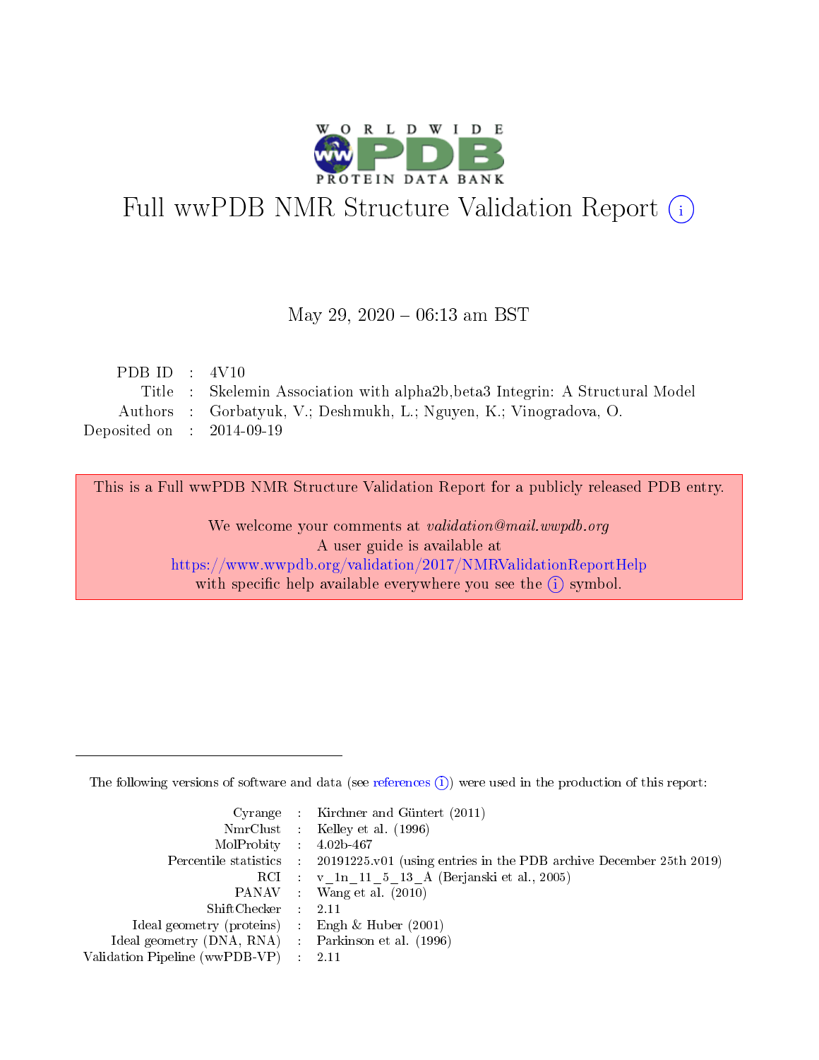# Full wwPDB NMR Structure Validation Report (i)

May 29, 2020 – 06:13 am BST

| | | |
|---|---|---|
| PDB ID | : | 4V10 |
| Title | : | Skelemin Association with alpha2b,beta3 Integrin: A Structural Model |
| Authors | : | Gorbatyuk, V.; Deshmukh, L.; Nguyen, K.; Vinogradova, O. |
| Deposited on | : | 2014-09-19 |

This is a Full wwPDB NMR Structure Validation Report for a publicly released PDB entry.

We welcome your comments at *validation@mail.wwpdb.org*
A user guide is available at
https://www.wwpdb.org/validation/2017/NMRValidationReportHelp
with specific help available everywhere you see the (i) symbol.

The following versions of software and data (see references (i)) were used in the production of this report:

| | | |
|---|---|---|
| Cyrange | : | Kirchner and Güntert (2011) |
| NmrClust | : | Kelley et al. (1996) |
| MolProbity | : | 4.02b-467 |
| Percentile statistics | : | 20191225.v01 (using entries in the PDB archive December 25th 2019) |
| RCI | : | v_1n_11_5_13_A (Berjanski et al., 2005) |
| PANAV | : | Wang et al. (2010) |
| ShiftChecker | : | 2.11 |
| Ideal geometry (proteins) | : | Engh & Huber (2001) |
| Ideal geometry (DNA, RNA) | : | Parkinson et al. (1996) |
| Validation Pipeline (wwPDB-VP) | : | 2.11 |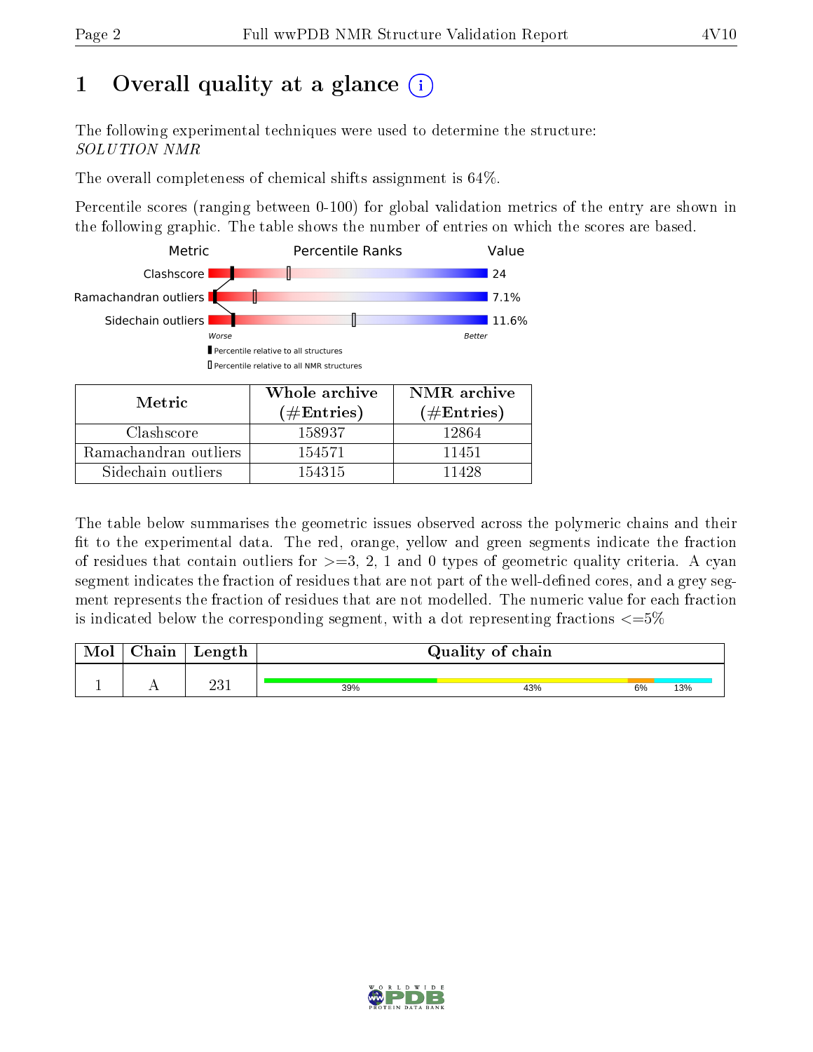# 1 Overall quality at a glance (i)

The following experimental techniques were used to determine the structure:
*SOLUTION NMR*

The overall completeness of chemical shifts assignment is 64%.

Percentile scores (ranging between 0-100) for global validation metrics of the entry are shown in the following graphic. The table shows the number of entries on which the scores are based.

| Metric | Value |
|---|---|
| Clashscore | 24 |
| Ramachandran outliers | 7.1% |
| Sidechain outliers | 11.6% |

Worse — Better

▮ Percentile relative to all structures
▯ Percentile relative to all NMR structures

| Metric | Whole archive (#Entries) | NMR archive (#Entries) |
|---|---|---|
| Clashscore | 158937 | 12864 |
| Ramachandran outliers | 154571 | 11451 |
| Sidechain outliers | 154315 | 11428 |

The table below summarises the geometric issues observed across the polymeric chains and their fit to the experimental data. The red, orange, yellow and green segments indicate the fraction of residues that contain outliers for >=3, 2, 1 and 0 types of geometric quality criteria. A cyan segment indicates the fraction of residues that are not part of the well-defined cores, and a grey segment represents the fraction of residues that are not modelled. The numeric value for each fraction is indicated below the corresponding segment, with a dot representing fractions <=5%

| Mol | Chain | Length | Quality of chain |
|---|---|---|---|
| 1 | A | 231 | 39% (green), 43% (yellow), 6% (orange), 13% (cyan) |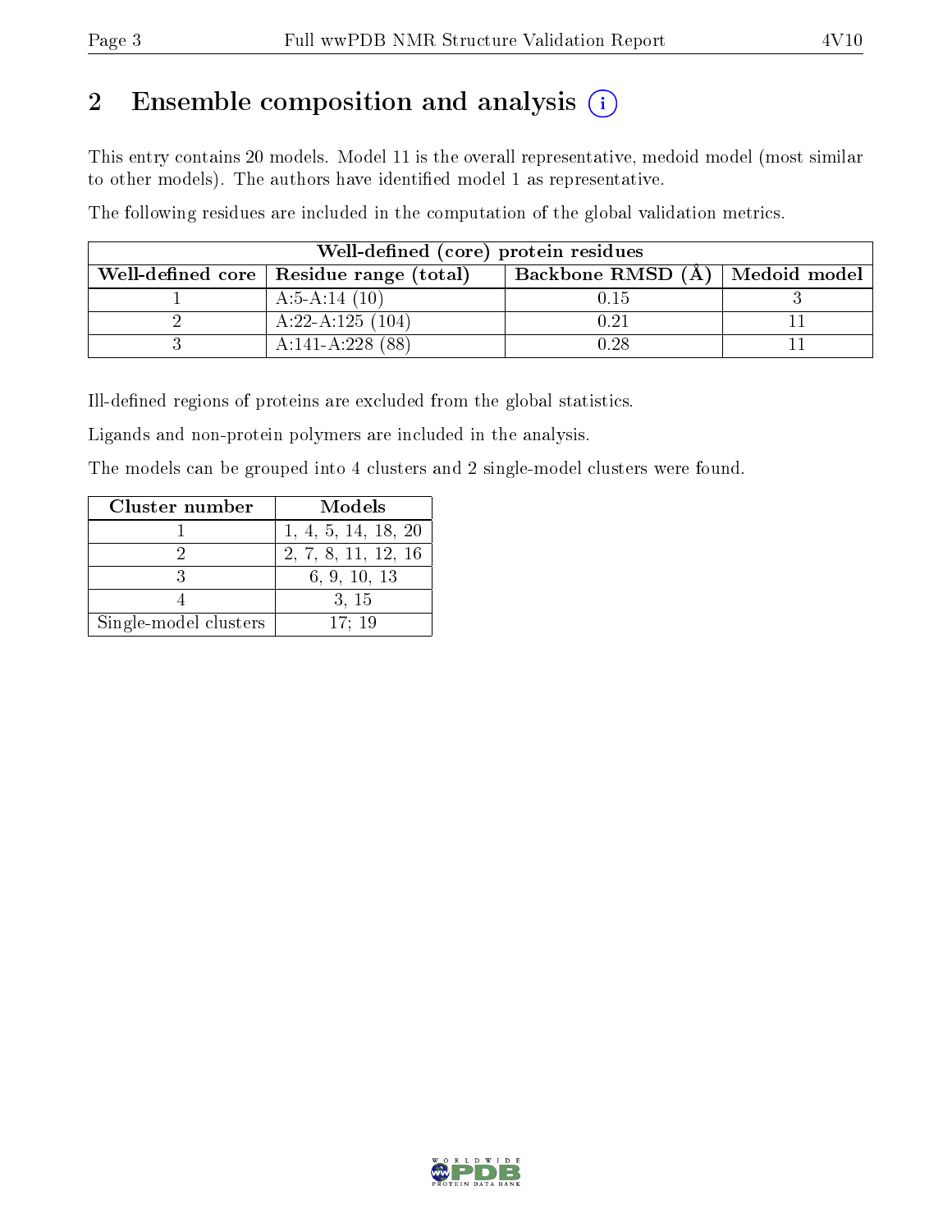## 2 Ensemble composition and analysis (i)

This entry contains 20 models. Model 11 is the overall representative, medoid model (most similar to other models). The authors have identified model 1 as representative.

The following residues are included in the computation of the global validation metrics.

| Well-defined (core) protein residues | | | |
|---|---|---|---|
| Well-defined core | Residue range (total) | Backbone RMSD (Å) | Medoid model |
| 1 | A:5-A:14 (10) | 0.15 | 3 |
| 2 | A:22-A:125 (104) | 0.21 | 11 |
| 3 | A:141-A:228 (88) | 0.28 | 11 |

Ill-defined regions of proteins are excluded from the global statistics.

Ligands and non-protein polymers are included in the analysis.

The models can be grouped into 4 clusters and 2 single-model clusters were found.

| Cluster number | Models |
|---|---|
| 1 | 1, 4, 5, 14, 18, 20 |
| 2 | 2, 7, 8, 11, 12, 16 |
| 3 | 6, 9, 10, 13 |
| 4 | 3, 15 |
| Single-model clusters | 17; 19 |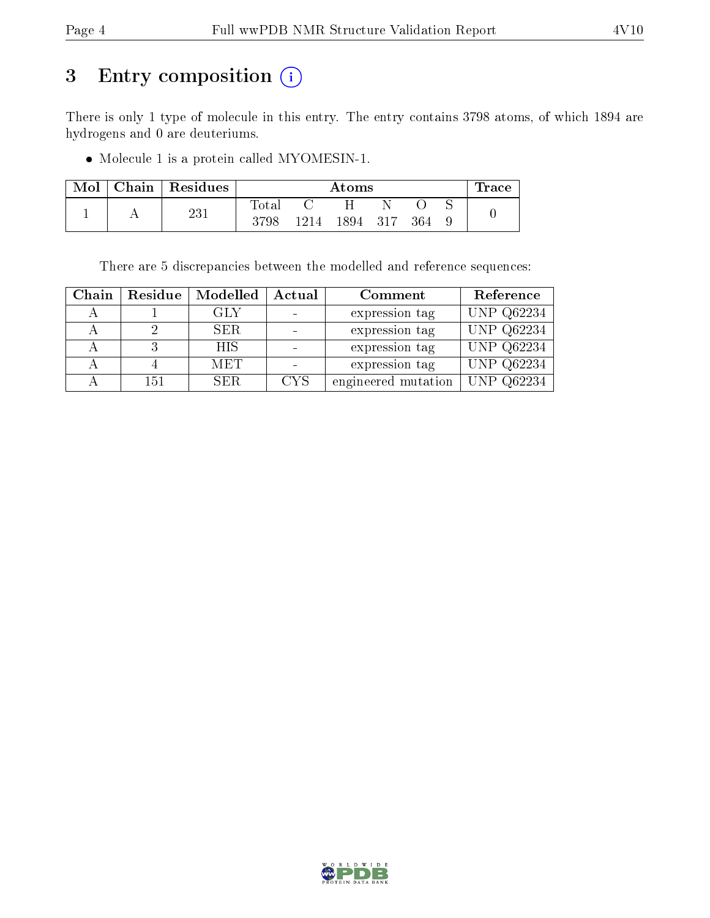# 3 Entry composition (i)

There is only 1 type of molecule in this entry. The entry contains 3798 atoms, of which 1894 are hydrogens and 0 are deuteriums.

- Molecule 1 is a protein called MYOMESIN-1.

| Mol | Chain | Residues | Atoms | | | | | | Trace |
|---|---|---|---|---|---|---|---|---|---|
| | | | Total | C | H | N | O | S | |
| 1 | A | 231 | 3798 | 1214 | 1894 | 317 | 364 | 9 | 0 |

There are 5 discrepancies between the modelled and reference sequences:

| Chain | Residue | Modelled | Actual | Comment | Reference |
|---|---|---|---|---|---|
| A | 1 | GLY | - | expression tag | UNP Q62234 |
| A | 2 | SER | - | expression tag | UNP Q62234 |
| A | 3 | HIS | - | expression tag | UNP Q62234 |
| A | 4 | MET | - | expression tag | UNP Q62234 |
| A | 151 | SER | CYS | engineered mutation | UNP Q62234 |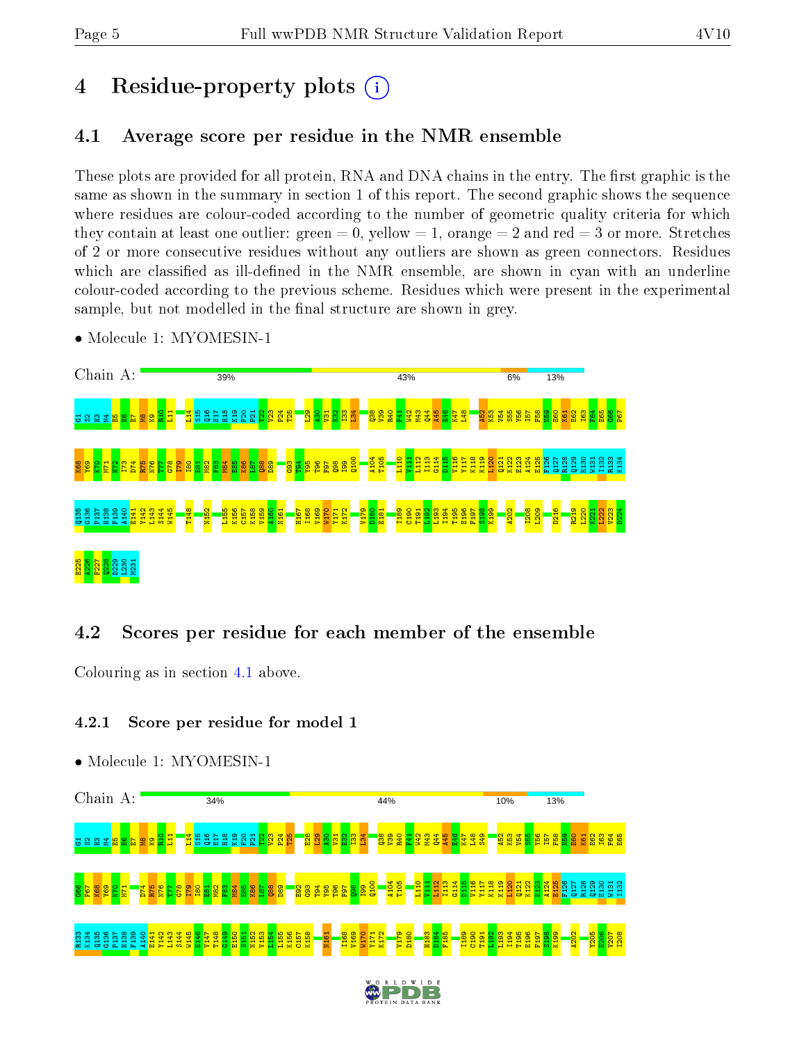# 4 Residue-property plots

## 4.1 Average score per residue in the NMR ensemble

These plots are provided for all protein, RNA and DNA chains in the entry. The first graphic is the same as shown in the summary in section 1 of this report. The second graphic shows the sequence where residues are colour-coded according to the number of geometric quality criteria for which they contain at least one outlier: green = 0, yellow = 1, orange = 2 and red = 3 or more. Stretches of 2 or more consecutive residues without any outliers are shown as green connectors. Residues which are classified as ill-defined in the NMR ensemble, are shown in cyan with an underline colour-coded according to the previous scheme. Residues which were present in the experimental sample, but not modelled in the final structure are shown in grey.

- Molecule 1: MYOMESIN-1

Chain A: 39% 43% 6% 13%

G1 S2 H3 M4 E5 E6 E7 M8 K9 R10 L11 L14 S15 Q16 E17 H18 K19 P20 P21 T22 V23 P24 T25 L29 A30 V31 E32 I33 L34 Q38 V39 R40 F41 W42 M43 Q44 A45 E46 K47 L48 A52 K53 V54 S55 Y56 I57 F58 N59 E60 K61 E62 I63 F64 E65 G66 P67 K68 Y69 K70 M71 H72 I73 D74 R75 N76 T77 G78 I79 I80 E81 M82 F83 M84 E85 K86 L87 Q88 D89 G93 T94 Y95 T96 F97 Q98 I99 Q100 A104 T105 L110 V111 L112 I113 G114 D115 V116 Y117 K118 K119 L120 Q121 K122 E123 A124 E125 F126 Q127 R128 Q129 E130 W131 I132 R133 K134 Q135 K136 P137 H138 F139 A140 E141 Y142 L143 S144 W145 T148 M152 L155 K156 C157 K158 V159 A160 N161 H167 I168 V169 W170 Y171 K172 V179 D180 E181 I189 C190 T191 L192 L193 I194 T195 E196 F197 S198 K199 A202 I208 L209 D216 R219 L220 E221 L222 V223 D224 E225 A226 P227 Q228 D229 L230 M231

## 4.2 Scores per residue for each member of the ensemble

Colouring as in section 4.1 above.

### 4.2.1 Score per residue for model 1

- Molecule 1: MYOMESIN-1

Chain A: 34% 44% 10% 13%

G1 S2 H3 M4 E5 E6 E7 M8 K9 R10 L11 L14 S15 Q16 E17 H18 K19 P20 P21 T22 V23 P24 T25 E28 L29 A30 V31 E32 I33 L34 Q38 V39 R40 F41 W42 M43 Q44 A45 E46 K47 L48 S49 A52 K53 V54 S55 Y56 I57 F58 N59 E60 K61 E62 I63 F64 E65 G66 P67 K68 Y69 K70 M71 D74 R75 N76 T77 G78 I79 I80 E81 M82 F83 M84 E85 K86 L87 Q88 D89 E92 G93 T94 Y95 T96 F97 Q98 I99 Q100 A104 T105 L110 V111 L112 I113 G114 D115 V116 Y117 K118 K119 L120 Q121 K122 E123 A124 E125 F126 Q127 R128 Q129 E130 W131 I132 R133 K134 Q135 K136 P137 H138 F139 A140 E141 Y142 L143 S144 W145 E146 V147 T148 G149 E150 S151 M152 V153 L154 L155 K156 C157 K158 N161 I168 V169 W170 Y171 K172 V179 D180 H183 D184 F185 I189 C190 T191 L192 L193 I194 T195 E196 F197 S198 K199 A202 Y205 E206 V207 I208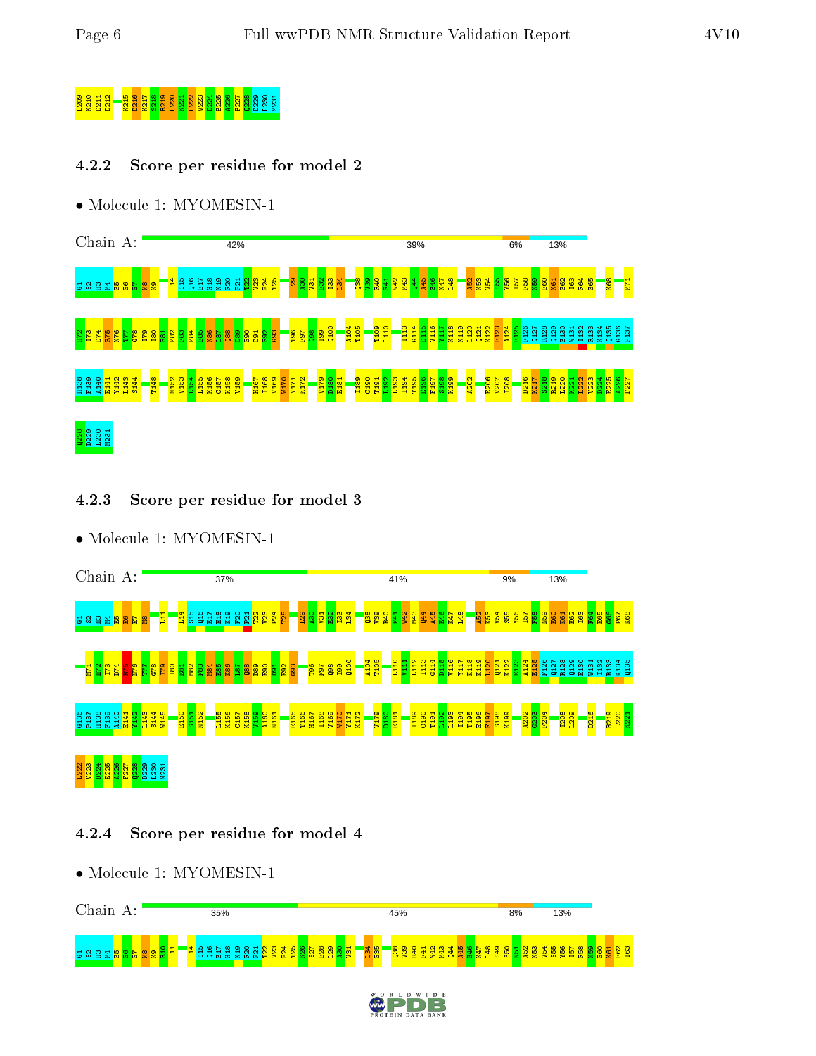L209 K210 D211 D212 K215 D216 K217 S218 R219 L220 K221 L222 V223 D224 E225 A226 F227 Q228 D229 L230 M231

### 4.2.2 Score per residue for model 2

- Molecule 1: MYOMESIN-1

Chain A: 42% | 39% | 6% | 13%

G1 S2 H3 M4 E5 E6 E7 M8 K9 L14 S15 Q16 E17 H18 K19 F20 P21 T22 V23 P24 T25 L29 A30 V31 E32 I33 L34 Q38 V39 R40 F41 W42 M43 Q44 A45 E46 K47 L48 A52 K53 V54 S55 Y56 I57 F58 N59 E60 K61 E62 I63 F64 E65 K68 M71 H72 Y73 D74 R75 N76 T77 G78 I79 I80 E81 M82 F83 M84 K85 K86 L87 Q88 D89 E90 D91 E92 G93 T96 F97 Q98 I99 Q100 A104 T105 T109 L110 I113 G114 D115 V116 Y117 K118 K119 L120 Q121 K122 E123 A124 E125 F126 Q127 R128 Q129 E130 W131 I132 R133 K134 Q135 G136 F137 H138 P139 A140 E141 Y142 L143 S144 T148 N152 V153 L154 L155 K156 C157 K158 V159 H167 I168 V169 V170 Y171 K172 V179 D180 E181 I189 C190 T191 L192 L193 I194 T195 E196 F197 S198 K199 A202 E206 V207 I208 D216 K217 S218 R219 L220 K221 L222 V223 D224 E225 A226 F227 Q228 D229 L230 M231

### 4.2.3 Score per residue for model 3

- Molecule 1: MYOMESIN-1

Chain A: 37% | 41% | 9% | 13%

G1 S2 H3 M4 E5 E6 E7 M8 L11 L14 S15 Q16 E17 H18 K19 F20 P21 T22 V23 P24 T25 L29 A30 V31 E32 I33 L34 Q38 V39 R40 F41 W42 M43 Q44 A45 E46 K47 L48 A52 K53 V54 S55 Y56 I57 F58 N59 E60 K61 E62 I63 F64 E65 G66 P67 K68 M71 H72 Y73 D74 R75 N76 T77 G78 I79 I80 E81 M82 F83 M84 K85 K86 L87 Q88 D89 E90 D91 E92 G93 T96 F97 Q98 I99 Q100 A104 T105 L110 V111 L112 I113 G114 D115 V116 Y117 K118 K119 L120 Q121 K122 E123 A124 E125 F126 Q127 R128 Q129 E130 W131 I132 R133 K134 Q135 G136 F137 H138 P139 A140 E141 Y142 L143 S144 W145 E150 S151 N152 L155 K156 C157 K158 V159 A160 N161 E165 T166 H167 I168 V169 V170 Y171 K172 V179 D180 E181 I189 C190 T191 L192 L193 I194 T195 E196 F197 S198 K199 A202 G203 F204 I208 L209 D216 R219 L220 K221 L222 V223 D224 E225 A226 F227 Q228 D229 L230 M231

### 4.2.4 Score per residue for model 4

- Molecule 1: MYOMESIN-1

Chain A: 35% | 45% | 8% | 13%

G1 S2 H3 M4 E5 E6 E7 M8 K9 R10 L11 L14 S15 Q16 E17 H18 K19 F20 P21 T22 V23 P24 T25 K26 S27 E28 L29 A30 V31 L34 E35 Q38 V39 R40 F41 W42 M43 Q44 A45 E46 K47 L48 S49 S50 N51 A52 K53 V54 S55 Y56 I57 F58 N59 E60 K61 E62 I63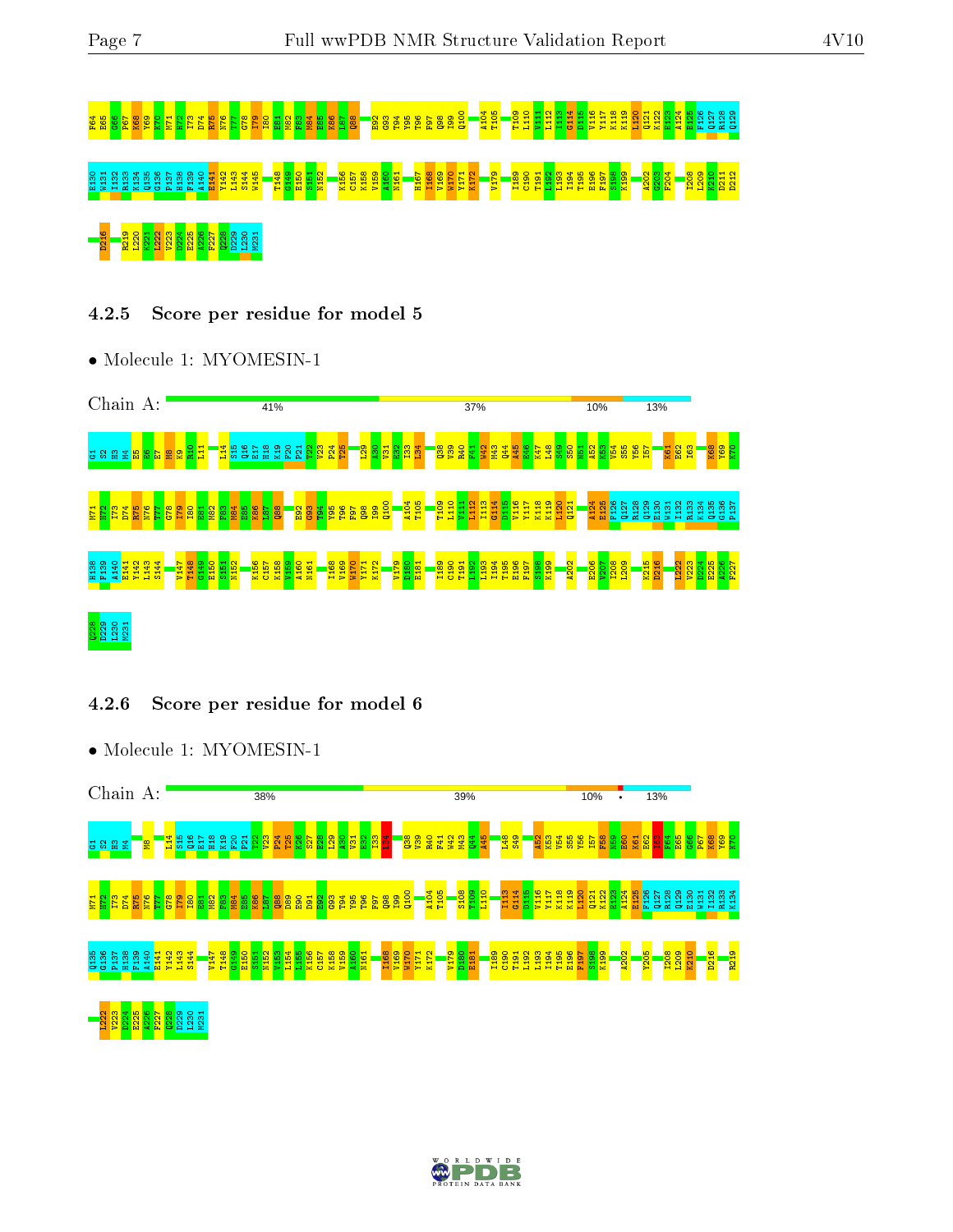F64 E65 G66 P67 K68 Y69 K70 N71 H72 I73 D74 R75 N76 T77 G78 I79 I80 E81 M82 F83 M84 E85 K86 L87 Q88 E92 G93 T94 Y95 T96 F97 Q98 I99 Q100 A104 T105 T109 L110 V111 L112 I113 G114 D115 V116 Y117 K118 K119 L120 Q121 K122 E123 A124 E125 F126 Q127 R128 Q129

E130 W131 I132 R133 K134 Q135 G136 P137 H138 F139 A140 E141 Y142 L143 S144 W145 T148 G149 E150 S151 N152 K156 C157 K158 V159 A160 N161 H167 I168 V169 W170 Y171 K172 V179 I189 C190 T191 L192 I193 I194 T195 E196 F197 S198 K199 A202 G203 F204 I208 L209 K210 D211 D212

D216 R219 L220 K221 L222 V223 D224 E225 A226 F227 Q228 D229 L230 M231

### 4.2.5 Score per residue for model 5

- Molecule 1: MYOMESIN-1

Chain A: 41% | 37% | 10% | 13%

G1 S2 H3 M4 E5 E6 E7 M8 K9 R10 L11 L14 S15 Q16 E17 H18 K19 F20 P21 T22 V23 P24 T25 I29 A30 V31 E32 I33 L34 Q38 V39 R40 F41 W42 M43 Q44 A45 E46 K47 L48 S49 S50 N51 A52 K53 V54 S55 Y56 I57 K61 E62 I63 K68 Y69 K70

N71 H72 I73 D74 R75 N76 T77 G78 I79 I80 E81 M82 F83 M84 E85 K86 L87 Q88 E92 G93 T94 Y95 T96 F97 Q98 I99 Q100 A104 T105 T109 L110 V111 L112 I113 G114 D115 V116 Y117 K118 K119 L120 Q121 A124 E125 F126 Q127 R128 Q129 E130 W131 I132 R133 K134 Q135 G136 P137

H138 F139 A140 E141 Y142 L143 S144 V147 T148 G149 E150 S151 N152 K156 C157 K158 V159 A160 N161 I168 V169 W170 Y171 K172 V179 D180 E181 I189 C190 T191 L192 I193 I194 T195 E196 F197 S198 K199 A202 E206 V207 I208 L209 K215 D216 L222 V223 D224 E225 A226 F227

Q228 D229 L230 M231

### 4.2.6 Score per residue for model 6

- Molecule 1: MYOMESIN-1

Chain A: 38% | 39% | 10% | • | 13%

G1 S2 H3 M4 M8 L14 S15 Q16 E17 H18 K19 F20 P21 T22 V23 P24 T25 K26 S27 E28 L29 A30 V31 E32 I33 L34 Q38 V39 R40 F41 W42 M43 Q44 A45 L48 S49 A52 K53 V54 S55 Y56 I57 F58 N59 E60 K61 E62 I63 F64 E65 G66 P67 K68 Y69 K70

N71 H72 I73 D74 R75 N76 T77 G78 I79 I80 E81 M82 F83 M84 E85 K86 L87 Q88 D89 E90 D91 E92 G93 T94 Y95 T96 F97 Q98 I99 Q100 A104 T105 S108 T109 L110 I113 G114 D115 V116 Y117 K118 K119 L120 Q121 K122 E123 A124 E125 F126 Q127 R128 Q129 E130 W131 I132 R133 K134

Q135 G136 P137 H138 F139 A140 E141 Y142 L143 S144 V147 T148 G149 E150 S151 N152 V153 L154 K156 C157 K158 V159 A160 N161 I168 V169 W170 Y171 K172 V179 D180 E181 I189 C190 T191 L192 I193 I194 T195 E196 F197 S198 K199 A202 Y205 I208 L209 K210 D216 R219

L222 V223 D224 E225 A226 F227 Q228 D229 L230 M231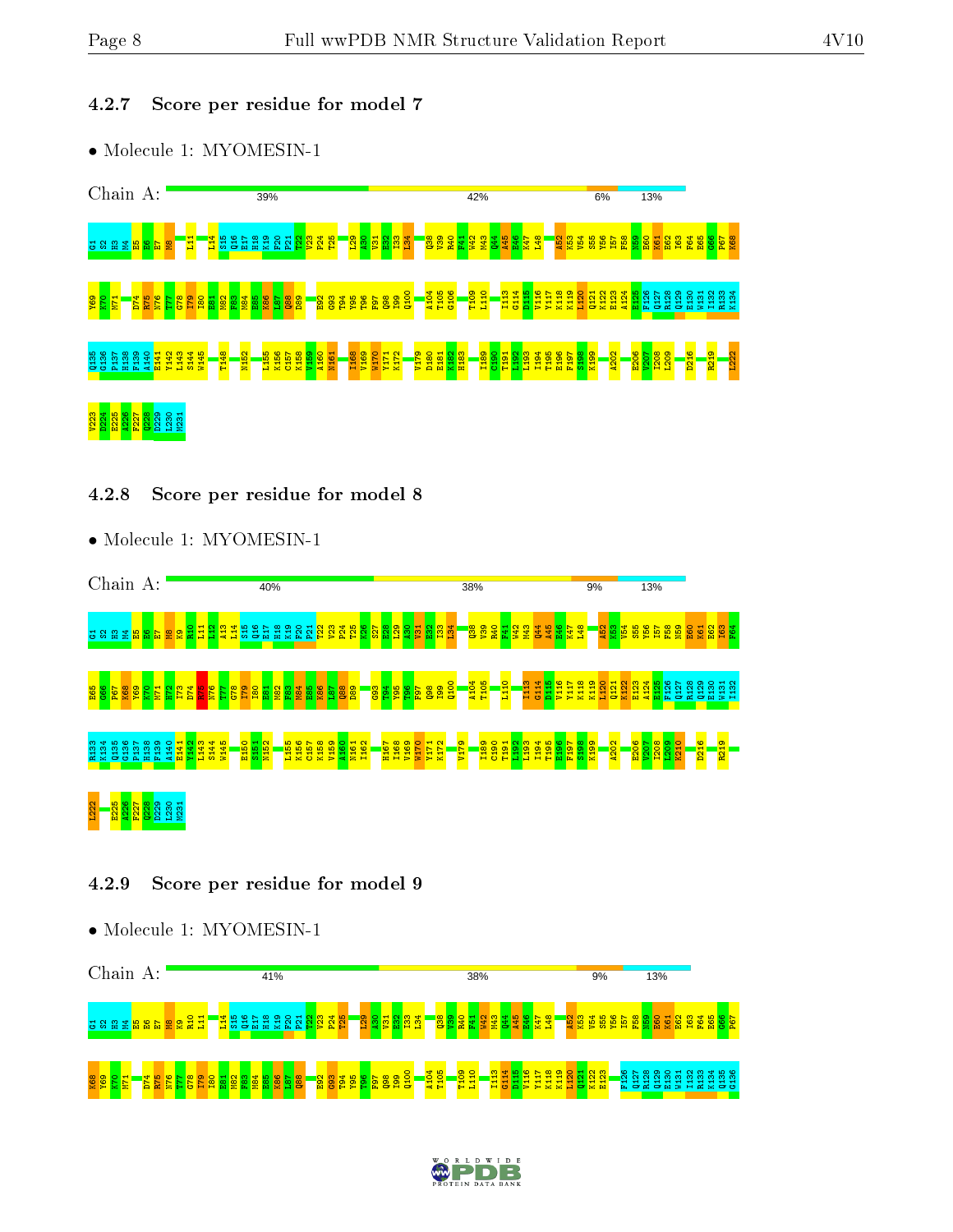### 4.2.7 Score per residue for model 7

- Molecule 1: MYOMESIN-1

Chain A: 39% 42% 6% 13%

G1 S2 H3 M4 E5 E6 E7 M8 L11 L14 S15 Q16 E17 H18 K19 P20 P21 T22 V23 P24 T25 L29 A30 V31 E32 I33 L34 Q38 V39 R40 F41 W42 M43 Q44 A45 E46 K47 L48 A52 K53 V54 S55 Y56 I57 F58 N59 E60 K61 E62 I63 F64 E65 G66 P67 K68 Y69 K70 M71 D74 R75 N76 T77 G78 I79 I80 E81 M82 F83 M84 E85 K86 L87 Q88 D89 E92 G93 T94 Y95 T96 F97 Q98 I99 Q100 A104 T105 G106 T109 L110 I113 G114 D115 V116 Y117 K118 K119 L120 Q121 K122 E123 A124 E125 F126 Q127 R128 Q129 E130 W131 I132 R133 K134 Q135 G136 P137 H138 F139 A140 E141 Y142 L143 S144 W145 T148 N152 L155 K156 C157 K158 V159 A160 N161 I168 V169 W170 Y171 K172 V179 D180 E181 K182 H183 I189 C190 T191 L192 L193 I194 T195 E196 F197 S198 K199 A202 E206 V207 I208 L209 D216 R219 L222 V223 D224 E225 A226 F227 Q228 D229 L230 M231

### 4.2.8 Score per residue for model 8

- Molecule 1: MYOMESIN-1

Chain A: 40% 38% 9% 13%

G1 S2 H3 M4 E5 E6 E7 M8 K9 R10 L11 L12 A13 L14 S15 Q16 E17 H18 K19 P20 P21 T22 V23 P24 T25 K26 S27 E28 L29 A30 V31 E32 I33 L34 Q38 V39 R40 F41 W42 M43 Q44 A45 E46 K47 L48 A52 K53 V54 S55 Y56 I57 F58 N59 E60 K61 E62 I63 F64 E65 G66 P67 K68 Y69 K70 M71 H72 I73 D74 R75 N76 T77 G78 I79 I80 E81 M82 F83 M84 E85 K86 L87 Q88 D89 G93 T94 Y95 T96 F97 Q98 I99 Q100 A104 T105 L110 I113 G114 D115 V116 Y117 K118 K119 L120 Q121 K122 E123 A124 E125 F126 Q127 R128 Q129 E130 W131 I132 R133 K134 Q135 G136 P137 H138 F139 A140 E141 Y142 L143 S144 W145 E150 S151 N152 L155 K156 C157 K158 V159 A160 N161 I162 H167 I168 V169 W170 Y171 K172 V179 I189 C190 T191 L192 L193 I194 T195 E196 F197 S198 K199 A202 E206 V207 I208 L209 K210 D216 R219 L222 E225 A226 F227 Q228 D229 L230 M231

### 4.2.9 Score per residue for model 9

- Molecule 1: MYOMESIN-1

Chain A: 41% 38% 9% 13%

G1 S2 H3 M4 E5 E6 E7 M8 K9 R10 L11 L14 S15 Q16 E17 H18 K19 P20 P21 T22 V23 P24 T25 L29 A30 V31 E32 I33 L34 Q38 V39 R40 F41 W42 M43 Q44 A45 E46 K47 L48 A52 K53 V54 S55 Y56 I57 F58 N59 E60 K61 E62 I63 F64 E65 G66 P67 K68 Y69 K70 M71 D74 R75 N76 T77 G78 I79 I80 E81 M82 F83 M84 E85 K86 L87 Q88 E92 G93 T94 Y95 T96 F97 Q98 I99 Q100 A104 T105 T109 L110 I113 G114 D115 V116 Y117 K118 K119 L120 Q121 K122 E123 F126 Q127 R128 Q129 E130 W131 I132 R133 K134 Q135 G136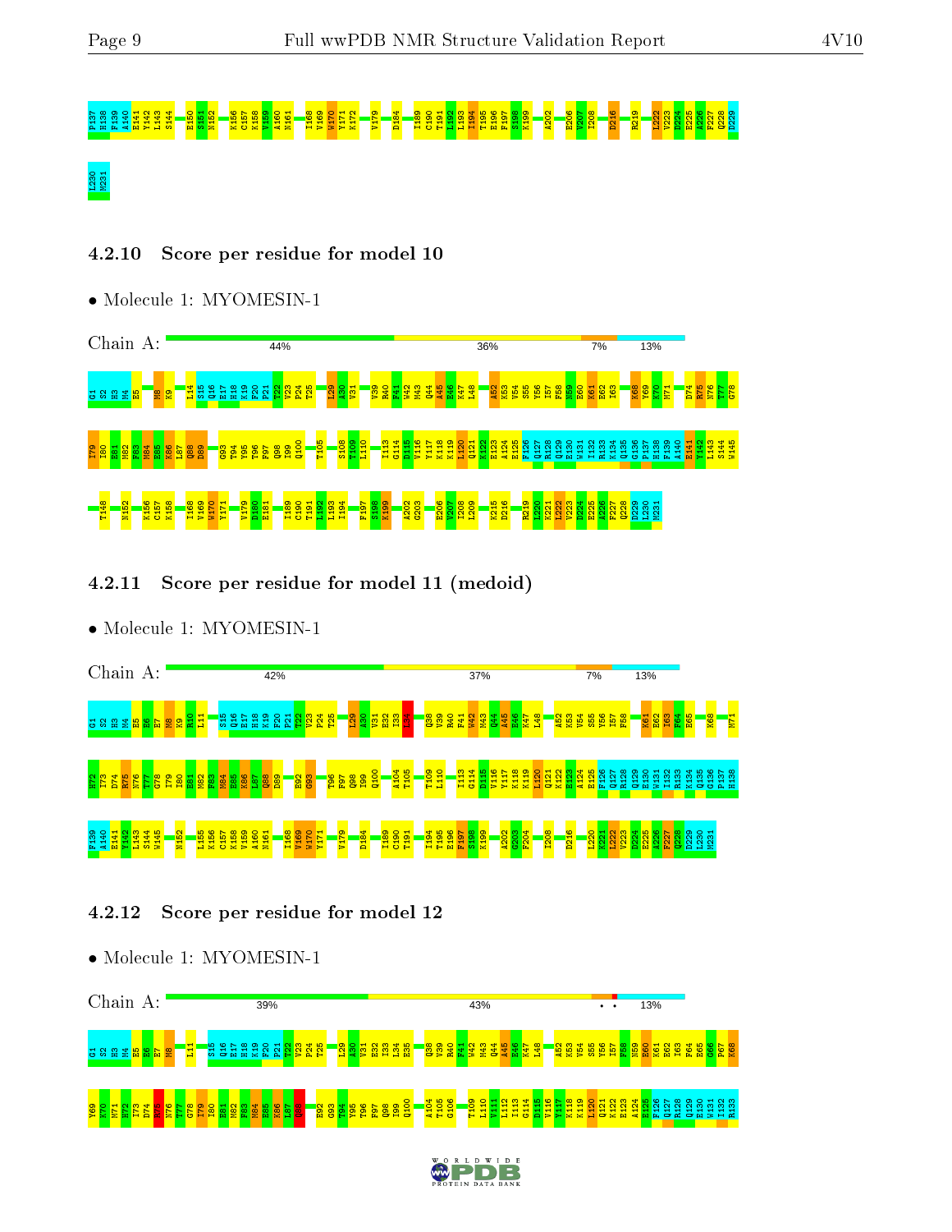P137 H138 F139 A140 E141 Y142 L143 S144 E150 S151 N152 K156 C157 K158 V159 A160 N161 I168 V169 W170 Y171 K172 V179 D184 I189 C190 T191 L192 L193 I194 T195 E196 F197 S198 K199 A202 E206 V207 I208 D216 R219 L222 V223 D224 E225 A226 F227 Q228 D229

L230 M231

### 4.2.10 Score per residue for model 10

• Molecule 1: MYOMESIN-1

Chain A: 44% 36% 7% 13%

G1 S2 H3 M4 E5 M8 K9 I14 S15 Q16 E17 H18 K19 F20 P21 T22 V23 P24 T25 L29 A30 V31 V39 R40 F41 W42 M43 Q44 A45 E46 K47 L48 A52 K53 V54 S55 Y56 I57 F58 N59 E60 K61 E62 I63 K68 Y69 K70 M71 D74 R75 N76 T77 G78

I79 I80 E81 M82 F83 M84 E85 K86 L87 Q88 D89 G93 T94 Y95 T96 F97 Q98 I99 Q100 T105 S108 T109 L110 I113 G114 D115 V116 Y117 K118 K119 L120 Q121 K122 E123 A124 E125 F126 Q127 R128 Q129 E130 W131 I132 R133 K134 Q135 G136 P137 H138 F139 A140 E141 Y142 L143 S144 W145

T148 N152 K156 C157 K158 I168 V169 W170 Y171 V179 D180 E181 I189 C190 T191 L192 L193 I194 F197 S198 K199 A202 G203 E206 V207 I208 L209 K215 D216 R219 L220 K221 L222 V223 D224 E225 A226 F227 Q228 D229 L230 M231

### 4.2.11 Score per residue for model 11 (medoid)

• Molecule 1: MYOMESIN-1

Chain A: 42% 37% 7% 13%

G1 S2 H3 M4 E5 E6 E7 M8 K9 R10 L11 S15 Q16 E17 H18 K19 F20 P21 T22 V23 P24 T25 L29 A30 V31 E32 I33 L34 Q38 V39 R40 F41 W42 M43 Q44 A45 E46 K47 L48 A52 K53 V54 S55 Y56 I57 F58 K61 E62 I63 F64 E65 K68 M71

H72 I73 D74 R75 N76 T77 G78 I79 I80 E81 M82 F83 M84 E85 K86 L87 Q88 D89 E92 G93 T96 F97 Q98 I99 Q100 A104 T105 T109 L110 I113 G114 D115 V116 Y117 K118 K119 L120 Q121 K122 E123 A124 E125 F126 Q127 R128 Q129 E130 W131 I132 R133 K134 Q135 G136 P137 H138

F139 A140 E141 Y142 L143 S144 W145 N152 L155 K156 C157 K158 V159 A160 N161 I168 V169 W170 Y171 V179 D184 I189 C190 T191 I194 T195 E196 F197 S198 K199 A202 G203 F204 I208 D216 L220 K221 L222 V223 D224 E225 A226 F227 Q228 D229 L230 M231

### 4.2.12 Score per residue for model 12

• Molecule 1: MYOMESIN-1

Chain A: 39% 43% • • 13%

G1 S2 H3 M4 E5 E6 E7 M8 L11 S15 Q16 E17 H18 K19 F20 P21 T22 V23 P24 T25 L29 A30 V31 E32 I33 L34 E35 Q38 V39 R40 F41 W42 M43 Q44 A45 E46 K47 L48 A52 K53 V54 S55 Y56 I57 F58 N59 E60 K61 E62 I63 F64 E65 G66 P67 K68

Y69 K70 M71 H72 I73 D74 R75 N76 T77 G78 I79 I80 E81 M82 F83 M84 E85 K86 L87 Q88 E92 G93 T94 Y95 T96 F97 Q98 I99 Q100 A104 T105 G106 T109 L110 V111 I112 I113 G114 D115 V116 Y117 K118 K119 L120 Q121 K122 E123 A124 E125 F126 Q127 R128 Q129 E130 W131 I132 R133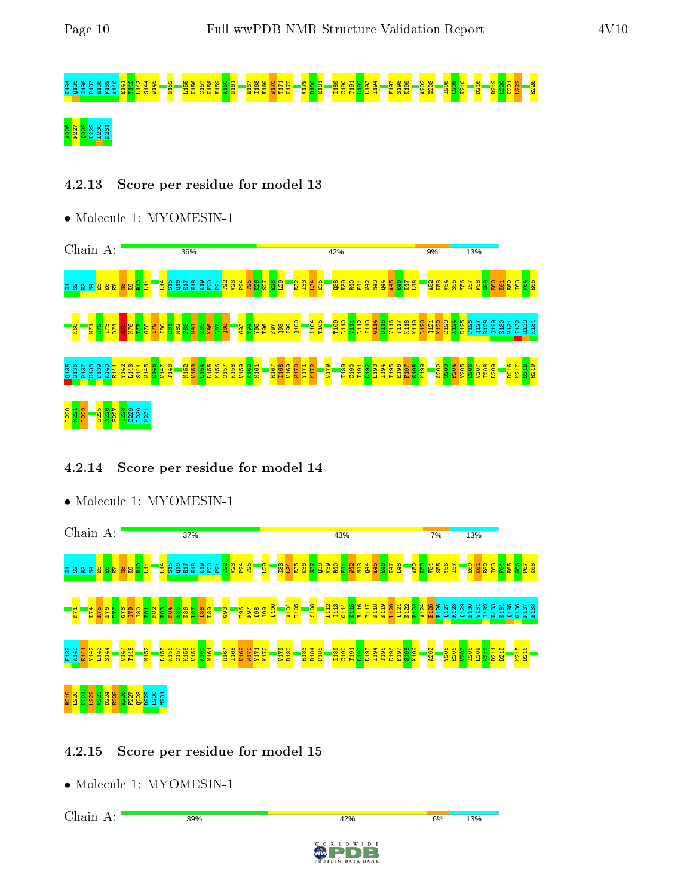K134
Q135
G136
P137
H138
F139
A140
E141
Y142
L143
S144
W145
N152
L155
K156
C157
K158
V159
A160
N161
H167
I168
V169
W170
Y171
K172
V179
D180
E181
I189
C190
T191
L192
L193
I194
F197
S198
K199
A202
G203
I208
L209
K210
D216
R219
L220
K221
L222
E225
A226
F227
Q228
D229
L230
M231

### 4.2.13 Score per residue for model 13

- Molecule 1: MYOMESIN-1

Chain A: 36% | 42% | 9% | 13%

G1 S2 H3 M4 E5 E6 E7 M8 K9 R10 L11 L14 S15 Q16 E17 H18 K19 F20 F21 T22 V23 P24 T25 K26 S27 E28 L29 E32 I33 L34 E35 Q38 V39 R40 F41 W42 M43 Q44 A45 E46 K47 L48 A52 K53 V54 S55 Y56 I57 F58 N59 E60 K61 E62 I63 F64 E65 K68 M71 H72 I73 D74 R75 N76 T77 G78 I79 I80 E81 M82 F83 M84 E85 K86 L87 Q88 G93 T94 Y95 T96 F97 Q98 I99 Q100 A104 T105 T109 L110 V111 L112 I113 G114 D115 V116 Y117 K118 K119 L120 Q121 K122 E123 A124 E125 F126 Q127 R128 Q129 E130 W131 I132 R133 K134 Q135 G136 P137 H138 F139 A140 E141 Y142 L143 S144 W145 E146 V147 T148 N152 V153 L154 L155 K156 C157 K158 V159 A160 N161 H167 I168 V169 W170 Y171 K172 V179 I189 C190 T191 L192 L193 I194 T195 E196 F197 S198 K199 A202 G203 F204 Y205 E206 V207 I208 L209 D216 K217 S218 R219 L220 K221 L222 E225 A226 F227 Q228 D229 L230 M231

### 4.2.14 Score per residue for model 14

- Molecule 1: MYOMESIN-1

Chain A: 37% | 43% | 7% | 13%

G1 S2 H3 M4 E5 E6 E7 M8 K9 R10 L11 L14 S15 Q16 E17 H18 K19 F20 F21 T22 V23 P24 T25 L29 I33 L34 E35 K36 G37 Q38 V39 R40 F41 W42 M43 Q44 A45 E46 K47 L48 A52 K53 V54 S55 Y56 I57 E60 K61 E62 I63 F64 E65 G66 P67 K68 M71 D74 R75 N76 T77 G78 I79 I80 E81 M82 F83 M84 E85 K86 L87 Q88 D89 G93 T96 F97 Q98 I99 Q100 A104 T105 S108 L112 I113 G114 D115 V116 Y117 K118 K119 L120 Q121 K122 E123 A124 E125 F126 Q127 R128 Q129 E130 W131 I132 R133 K134 Q135 G136 P137 H138 F139 A140 E141 Y142 L143 S144 V147 T148 N152 L155 K156 C157 K158 V159 A160 N161 H167 I168 V169 W170 Y171 K172 V179 D180 H183 D184 F185 I189 C190 T191 L192 L193 I194 T195 E196 F197 S198 K199 A202 Y205 E206 V207 I208 L209 K210 D211 D212 K215 D216 R219 L220 K221 L222 V223 D224 E225 A226 F227 Q228 D229 L230 M231

### 4.2.15 Score per residue for model 15

- Molecule 1: MYOMESIN-1

Chain A: 39% | 42% | 6% | 13%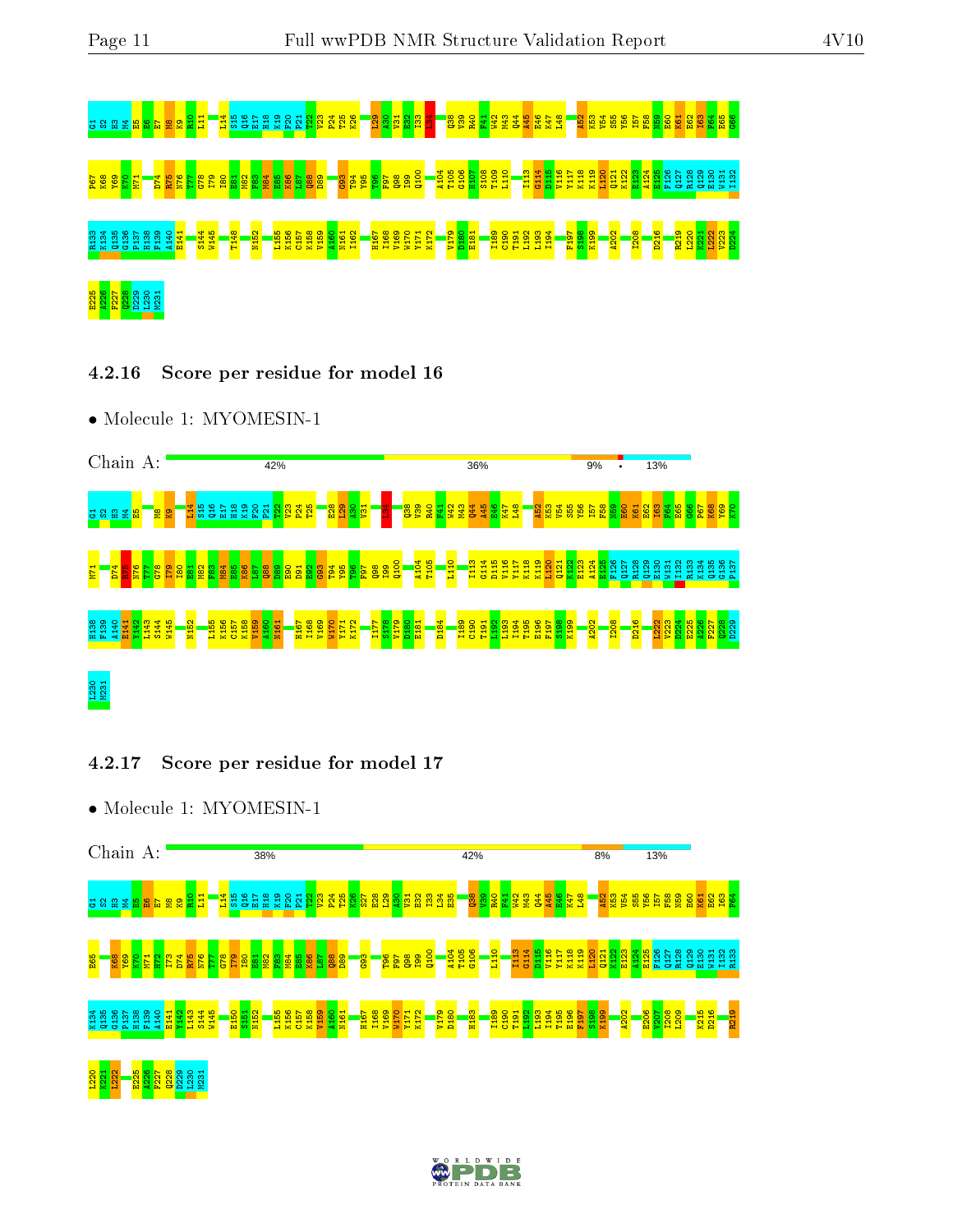#### 4.2.16 Score per residue for model 16

• Molecule 1: MYOMESIN-1

Chain A: 42% 36% 9% • 13%

#### 4.2.17 Score per residue for model 17

• Molecule 1: MYOMESIN-1

Chain A: 38% 42% 8% 13%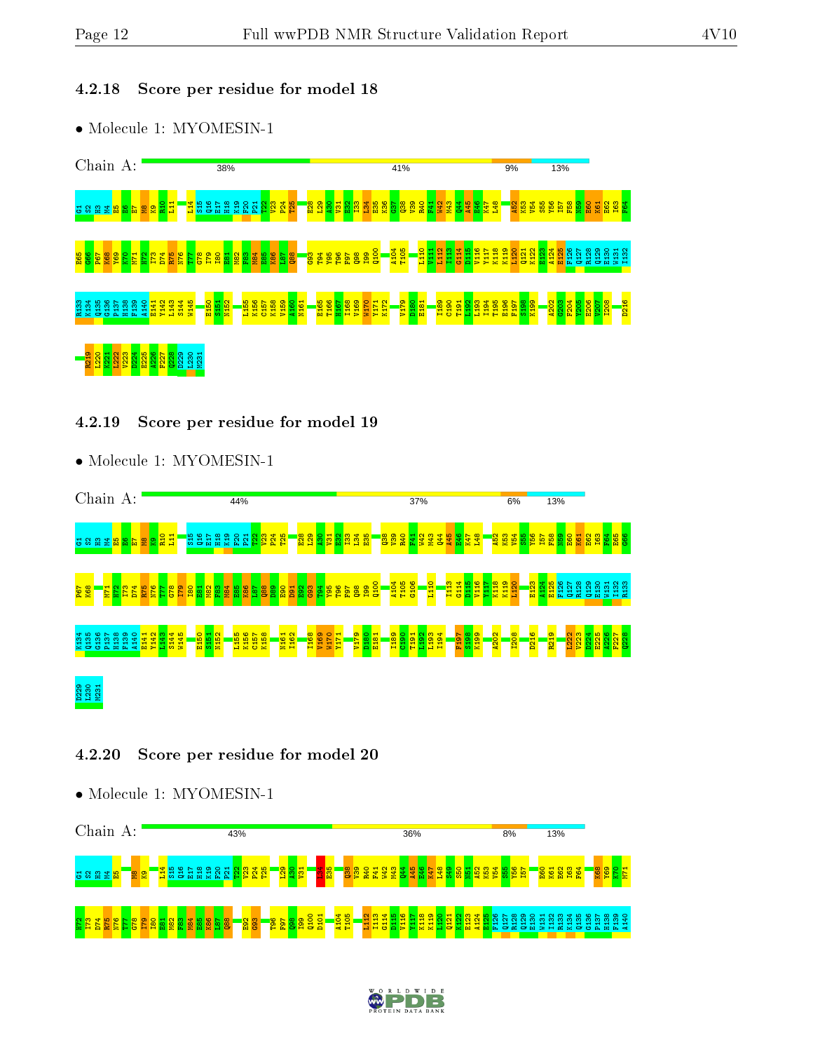### 4.2.18 Score per residue for model 18

- Molecule 1: MYOMESIN-1

Chain A: 38% 41% 9% 13%

G1 S2 H3 M4 E5 E6 E7 M8 K9 R10 L11 L14 S15 Q16 E17 H18 K19 F20 P21 T22 V23 P24 T25 E28 L29 A30 V31 E32 I33 L34 E35 K36 G37 Q38 V39 R40 F41 W42 M43 Q44 A45 E46 K47 L48 A52 K53 V54 S55 Y56 I57 F58 N59 E60 K61 E62 I63 F64 E65 G66 P67 K68 Y69 K70 M71 H72 I73 D74 R75 N76 T77 G78 I79 I80 E81 M82 F83 M84 E85 K86 L87 Q88 G93 T94 Y95 T96 F97 Q98 I99 Q100 A104 T105 L110 V111 L112 I113 G114 D115 V116 Y117 K118 K119 L120 Q121 K122 E123 A124 E125 F126 Q127 R128 Q129 E130 W131 I132 R133 K134 Q135 G136 P137 H138 F139 A140 E141 Y142 L143 S144 W145 E150 S151 N152 L155 K156 C157 K158 V159 A160 N161 E165 T166 H167 I168 V169 W170 Y171 K172 V179 D180 E181 I189 C190 T191 L192 L193 I194 T195 E196 F197 S198 K199 A202 G203 F204 Y205 E206 V207 I208 D216 R219 L220 K221 L222 V223 D224 E225 A226 F227 Q228 D229 L230 M231

### 4.2.19 Score per residue for model 19

- Molecule 1: MYOMESIN-1

Chain A: 44% 37% 6% 13%

G1 S2 H3 M4 E5 E6 E7 M8 K9 R10 L11 S15 Q16 E17 H18 K19 F20 P21 T22 V23 P24 T25 E28 L29 A30 V31 E32 I33 L34 E35 Q38 V39 R40 F41 W42 M43 Q44 A45 E46 K47 L48 A52 K53 V54 S55 Y56 I57 F58 N59 E60 K61 E62 I63 F64 E65 G66 P67 K68 M71 H72 I73 D74 R75 N76 T77 G78 I79 I80 E81 M82 F83 M84 E85 K86 L87 Q88 D89 E90 D91 E92 G93 T94 Y95 T96 F97 Q98 I99 Q100 A104 T105 G106 L110 I113 G114 D115 V116 Y117 K118 K119 L120 E123 A124 E125 F126 Q127 R128 Q129 E130 W131 I132 R133 K134 Q135 G136 P137 H138 F139 A140 E141 Y142 L143 S144 W145 E150 S151 N152 L155 K156 C157 K158 N161 I162 I168 V169 W170 Y171 V179 D180 E181 I189 C190 T191 L192 L193 I194 F197 S198 K199 A202 I208 D216 R219 L222 V223 D224 E225 A226 F227 Q228 D229 L230 M231

### 4.2.20 Score per residue for model 20

- Molecule 1: MYOMESIN-1

Chain A: 43% 36% 8% 13%

G1 S2 H3 M4 E5 M8 K9 L14 S15 Q16 E17 H18 K19 F20 P21 T22 V23 P24 T25 L29 A30 V31 L34 E35 Q38 V39 R40 F41 W42 M43 Q44 A45 E46 K47 L48 S49 S50 N51 A52 K53 V54 S55 Y56 I57 E60 K61 E62 I63 F64 K68 Y69 K70 M71 H72 I73 D74 R75 N76 T77 G78 I79 I80 E81 M82 F83 M84 E85 K86 L87 Q88 E92 G93 T96 F97 Q98 I99 Q100 D101 A104 T105 L112 I113 G114 D115 V116 Y117 K118 K119 L120 Q121 K122 E123 A124 E125 F126 Q127 R128 Q129 E130 W131 I132 R133 K134 Q135 G136 P137 H138 F139 A140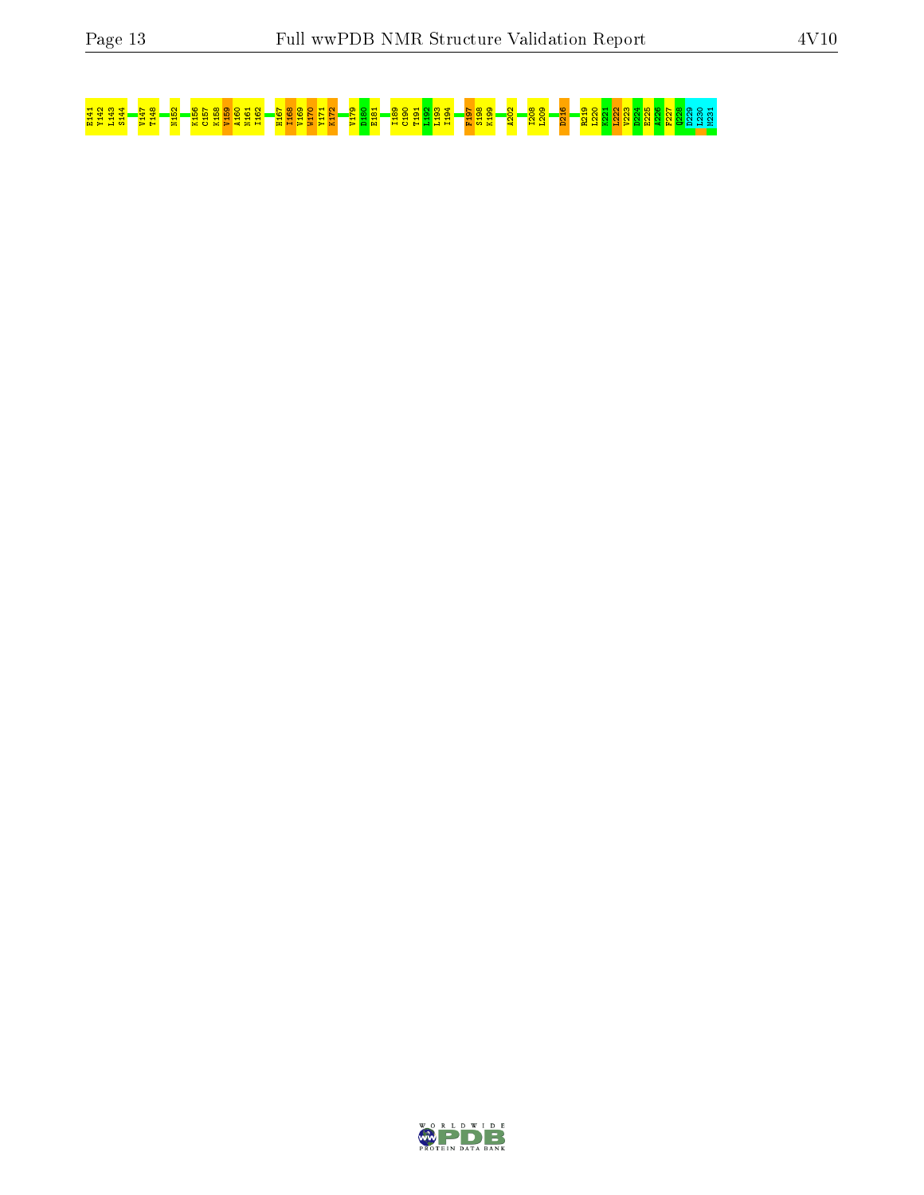E141 Y142 L143 S144 V147 T148 N152 K156 C157 K158 V159 A160 N161 I162 H167 I168 V169 W170 Y171 K172 V179 D180 E181 I189 C190 T191 L192 L193 I194 F197 S198 K199 A202 I208 L209 D216 R219 L220 M221 L222 V223 L224 E225 A226 F227 Q228 D229 L230 M231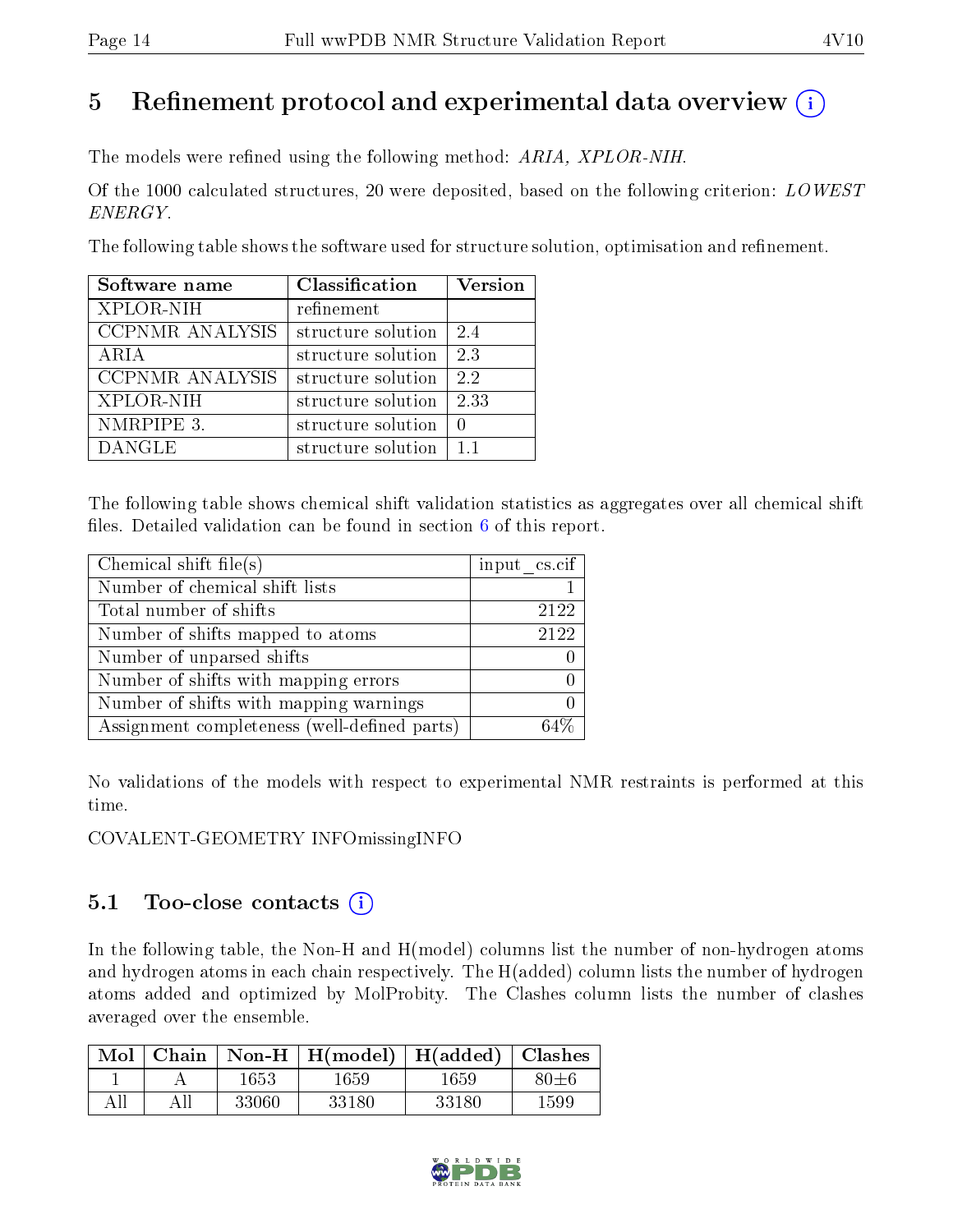# 5 Refinement protocol and experimental data overview (i)

The models were refined using the following method: *ARIA, XPLOR-NIH*.

Of the 1000 calculated structures, 20 were deposited, based on the following criterion: *LOWEST ENERGY*.

The following table shows the software used for structure solution, optimisation and refinement.

| Software name | Classification | Version |
|---|---|---|
| XPLOR-NIH | refinement | |
| CCPNMR ANALYSIS | structure solution | 2.4 |
| ARIA | structure solution | 2.3 |
| CCPNMR ANALYSIS | structure solution | 2.2 |
| XPLOR-NIH | structure solution | 2.33 |
| NMRPIPE 3. | structure solution | 0 |
| DANGLE | structure solution | 1.1 |

The following table shows chemical shift validation statistics as aggregates over all chemical shift files. Detailed validation can be found in section 6 of this report.

| Chemical shift file(s) | input_cs.cif |
|---|---|
| Number of chemical shift lists | 1 |
| Total number of shifts | 2122 |
| Number of shifts mapped to atoms | 2122 |
| Number of unparsed shifts | 0 |
| Number of shifts with mapping errors | 0 |
| Number of shifts with mapping warnings | 0 |
| Assignment completeness (well-defined parts) | 64% |

No validations of the models with respect to experimental NMR restraints is performed at this time.

COVALENT-GEOMETRY INFOmissingINFO

## 5.1 Too-close contacts (i)

In the following table, the Non-H and H(model) columns list the number of non-hydrogen atoms and hydrogen atoms in each chain respectively. The H(added) column lists the number of hydrogen atoms added and optimized by MolProbity. The Clashes column lists the number of clashes averaged over the ensemble.

| Mol | Chain | Non-H | H(model) | H(added) | Clashes |
|---|---|---|---|---|---|
| 1 | A | 1653 | 1659 | 1659 | 80±6 |
| All | All | 33060 | 33180 | 33180 | 1599 |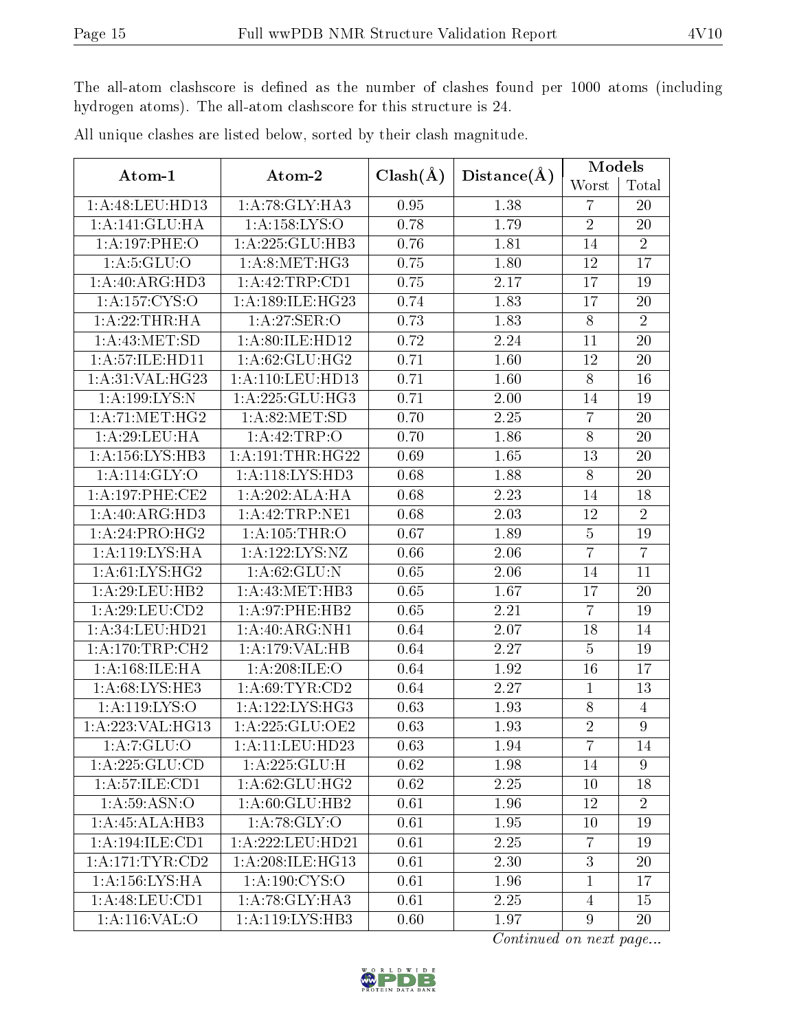The all-atom clashscore is defined as the number of clashes found per 1000 atoms (including hydrogen atoms). The all-atom clashscore for this structure is 24.

All unique clashes are listed below, sorted by their clash magnitude.

| Atom-1 | Atom-2 | Clash(Å) | Distance(Å) | Models | |
|---|---|---|---|---|---|
| | | | | Worst | Total |
| 1:A:48:LEU:HD13 | 1:A:78:GLY:HA3 | 0.95 | 1.38 | 7 | 20 |
| 1:A:141:GLU:HA | 1:A:158:LYS:O | 0.78 | 1.79 | 2 | 20 |
| 1:A:197:PHE:O | 1:A:225:GLU:HB3 | 0.76 | 1.81 | 14 | 2 |
| 1:A:5:GLU:O | 1:A:8:MET:HG3 | 0.75 | 1.80 | 12 | 17 |
| 1:A:40:ARG:HD3 | 1:A:42:TRP:CD1 | 0.75 | 2.17 | 17 | 19 |
| 1:A:157:CYS:O | 1:A:189:ILE:HG23 | 0.74 | 1.83 | 17 | 20 |
| 1:A:22:THR:HA | 1:A:27:SER:O | 0.73 | 1.83 | 8 | 2 |
| 1:A:43:MET:SD | 1:A:80:ILE:HD12 | 0.72 | 2.24 | 11 | 20 |
| 1:A:57:ILE:HD11 | 1:A:62:GLU:HG2 | 0.71 | 1.60 | 12 | 20 |
| 1:A:31:VAL:HG23 | 1:A:110:LEU:HD13 | 0.71 | 1.60 | 8 | 16 |
| 1:A:199:LYS:N | 1:A:225:GLU:HG3 | 0.71 | 2.00 | 14 | 19 |
| 1:A:71:MET:HG2 | 1:A:82:MET:SD | 0.70 | 2.25 | 7 | 20 |
| 1:A:29:LEU:HA | 1:A:42:TRP:O | 0.70 | 1.86 | 8 | 20 |
| 1:A:156:LYS:HB3 | 1:A:191:THR:HG22 | 0.69 | 1.65 | 13 | 20 |
| 1:A:114:GLY:O | 1:A:118:LYS:HD3 | 0.68 | 1.88 | 8 | 20 |
| 1:A:197:PHE:CE2 | 1:A:202:ALA:HA | 0.68 | 2.23 | 14 | 18 |
| 1:A:40:ARG:HD3 | 1:A:42:TRP:NE1 | 0.68 | 2.03 | 12 | 2 |
| 1:A:24:PRO:HG2 | 1:A:105:THR:O | 0.67 | 1.89 | 5 | 19 |
| 1:A:119:LYS:HA | 1:A:122:LYS:NZ | 0.66 | 2.06 | 7 | 7 |
| 1:A:61:LYS:HG2 | 1:A:62:GLU:N | 0.65 | 2.06 | 14 | 11 |
| 1:A:29:LEU:HB2 | 1:A:43:MET:HB3 | 0.65 | 1.67 | 17 | 20 |
| 1:A:29:LEU:CD2 | 1:A:97:PHE:HB2 | 0.65 | 2.21 | 7 | 19 |
| 1:A:34:LEU:HD21 | 1:A:40:ARG:NH1 | 0.64 | 2.07 | 18 | 14 |
| 1:A:170:TRP:CH2 | 1:A:179:VAL:HB | 0.64 | 2.27 | 5 | 19 |
| 1:A:168:ILE:HA | 1:A:208:ILE:O | 0.64 | 1.92 | 16 | 17 |
| 1:A:68:LYS:HE3 | 1:A:69:TYR:CD2 | 0.64 | 2.27 | 1 | 13 |
| 1:A:119:LYS:O | 1:A:122:LYS:HG3 | 0.63 | 1.93 | 8 | 4 |
| 1:A:223:VAL:HG13 | 1:A:225:GLU:OE2 | 0.63 | 1.93 | 2 | 9 |
| 1:A:7:GLU:O | 1:A:11:LEU:HD23 | 0.63 | 1.94 | 7 | 14 |
| 1:A:225:GLU:CD | 1:A:225:GLU:H | 0.62 | 1.98 | 14 | 9 |
| 1:A:57:ILE:CD1 | 1:A:62:GLU:HG2 | 0.62 | 2.25 | 10 | 18 |
| 1:A:59:ASN:O | 1:A:60:GLU:HB2 | 0.61 | 1.96 | 12 | 2 |
| 1:A:45:ALA:HB3 | 1:A:78:GLY:O | 0.61 | 1.95 | 10 | 19 |
| 1:A:194:ILE:CD1 | 1:A:222:LEU:HD21 | 0.61 | 2.25 | 7 | 19 |
| 1:A:171:TYR:CD2 | 1:A:208:ILE:HG13 | 0.61 | 2.30 | 3 | 20 |
| 1:A:156:LYS:HA | 1:A:190:CYS:O | 0.61 | 1.96 | 1 | 17 |
| 1:A:48:LEU:CD1 | 1:A:78:GLY:HA3 | 0.61 | 2.25 | 4 | 15 |
| 1:A:116:VAL:O | 1:A:119:LYS:HB3 | 0.60 | 1.97 | 9 | 20 |

*Continued on next page...*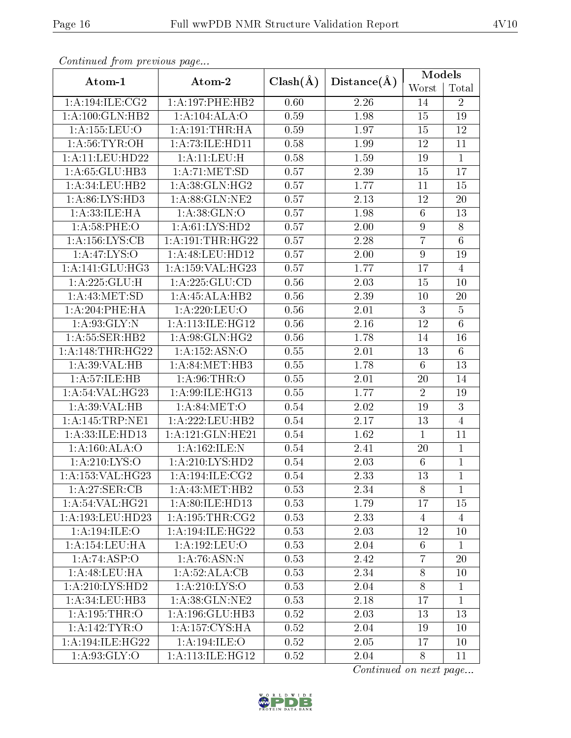*Continued from previous page...*

| Atom-1 | Atom-2 | Clash(Å) | Distance(Å) | Models | |
|---|---|---|---|---|---|
| | | | | Worst | Total |
| 1:A:194:ILE:CG2 | 1:A:197:PHE:HB2 | 0.60 | 2.26 | 14 | 2 |
| 1:A:100:GLN:HB2 | 1:A:104:ALA:O | 0.59 | 1.98 | 15 | 19 |
| 1:A:155:LEU:O | 1:A:191:THR:HA | 0.59 | 1.97 | 15 | 12 |
| 1:A:56:TYR:OH | 1:A:73:ILE:HD11 | 0.58 | 1.99 | 12 | 11 |
| 1:A:11:LEU:HD22 | 1:A:11:LEU:H | 0.58 | 1.59 | 19 | 1 |
| 1:A:65:GLU:HB3 | 1:A:71:MET:SD | 0.57 | 2.39 | 15 | 17 |
| 1:A:34:LEU:HB2 | 1:A:38:GLN:HG2 | 0.57 | 1.77 | 11 | 15 |
| 1:A:86:LYS:HD3 | 1:A:88:GLN:NE2 | 0.57 | 2.13 | 12 | 20 |
| 1:A:33:ILE:HA | 1:A:38:GLN:O | 0.57 | 1.98 | 6 | 13 |
| 1:A:58:PHE:O | 1:A:61:LYS:HD2 | 0.57 | 2.00 | 9 | 8 |
| 1:A:156:LYS:CB | 1:A:191:THR:HG22 | 0.57 | 2.28 | 7 | 6 |
| 1:A:47:LYS:O | 1:A:48:LEU:HD12 | 0.57 | 2.00 | 9 | 19 |
| 1:A:141:GLU:HG3 | 1:A:159:VAL:HG23 | 0.57 | 1.77 | 17 | 4 |
| 1:A:225:GLU:H | 1:A:225:GLU:CD | 0.56 | 2.03 | 15 | 10 |
| 1:A:43:MET:SD | 1:A:45:ALA:HB2 | 0.56 | 2.39 | 10 | 20 |
| 1:A:204:PHE:HA | 1:A:220:LEU:O | 0.56 | 2.01 | 3 | 5 |
| 1:A:93:GLY:N | 1:A:113:ILE:HG12 | 0.56 | 2.16 | 12 | 6 |
| 1:A:55:SER:HB2 | 1:A:98:GLN:HG2 | 0.56 | 1.78 | 14 | 16 |
| 1:A:148:THR:HG22 | 1:A:152:ASN:O | 0.55 | 2.01 | 13 | 6 |
| 1:A:39:VAL:HB | 1:A:84:MET:HB3 | 0.55 | 1.78 | 6 | 13 |
| 1:A:57:ILE:HB | 1:A:96:THR:O | 0.55 | 2.01 | 20 | 14 |
| 1:A:54:VAL:HG23 | 1:A:99:ILE:HG13 | 0.55 | 1.77 | 2 | 19 |
| 1:A:39:VAL:HB | 1:A:84:MET:O | 0.54 | 2.02 | 19 | 3 |
| 1:A:145:TRP:NE1 | 1:A:222:LEU:HB2 | 0.54 | 2.17 | 13 | 4 |
| 1:A:33:ILE:HD13 | 1:A:121:GLN:HE21 | 0.54 | 1.62 | 1 | 11 |
| 1:A:160:ALA:O | 1:A:162:ILE:N | 0.54 | 2.41 | 20 | 1 |
| 1:A:210:LYS:O | 1:A:210:LYS:HD2 | 0.54 | 2.03 | 6 | 1 |
| 1:A:153:VAL:HG23 | 1:A:194:ILE:CG2 | 0.54 | 2.33 | 13 | 1 |
| 1:A:27:SER:CB | 1:A:43:MET:HB2 | 0.53 | 2.34 | 8 | 1 |
| 1:A:54:VAL:HG21 | 1:A:80:ILE:HD13 | 0.53 | 1.79 | 17 | 15 |
| 1:A:193:LEU:HD23 | 1:A:195:THR:CG2 | 0.53 | 2.33 | 4 | 4 |
| 1:A:194:ILE:O | 1:A:194:ILE:HG22 | 0.53 | 2.03 | 12 | 10 |
| 1:A:154:LEU:HA | 1:A:192:LEU:O | 0.53 | 2.04 | 6 | 1 |
| 1:A:74:ASP:O | 1:A:76:ASN:N | 0.53 | 2.42 | 7 | 20 |
| 1:A:48:LEU:HA | 1:A:52:ALA:CB | 0.53 | 2.34 | 8 | 10 |
| 1:A:210:LYS:HD2 | 1:A:210:LYS:O | 0.53 | 2.04 | 8 | 1 |
| 1:A:34:LEU:HB3 | 1:A:38:GLN:NE2 | 0.53 | 2.18 | 17 | 1 |
| 1:A:195:THR:O | 1:A:196:GLU:HB3 | 0.52 | 2.03 | 13 | 13 |
| 1:A:142:TYR:O | 1:A:157:CYS:HA | 0.52 | 2.04 | 19 | 10 |
| 1:A:194:ILE:HG22 | 1:A:194:ILE:O | 0.52 | 2.05 | 17 | 10 |
| 1:A:93:GLY:O | 1:A:113:ILE:HG12 | 0.52 | 2.04 | 8 | 11 |

*Continued on next page...*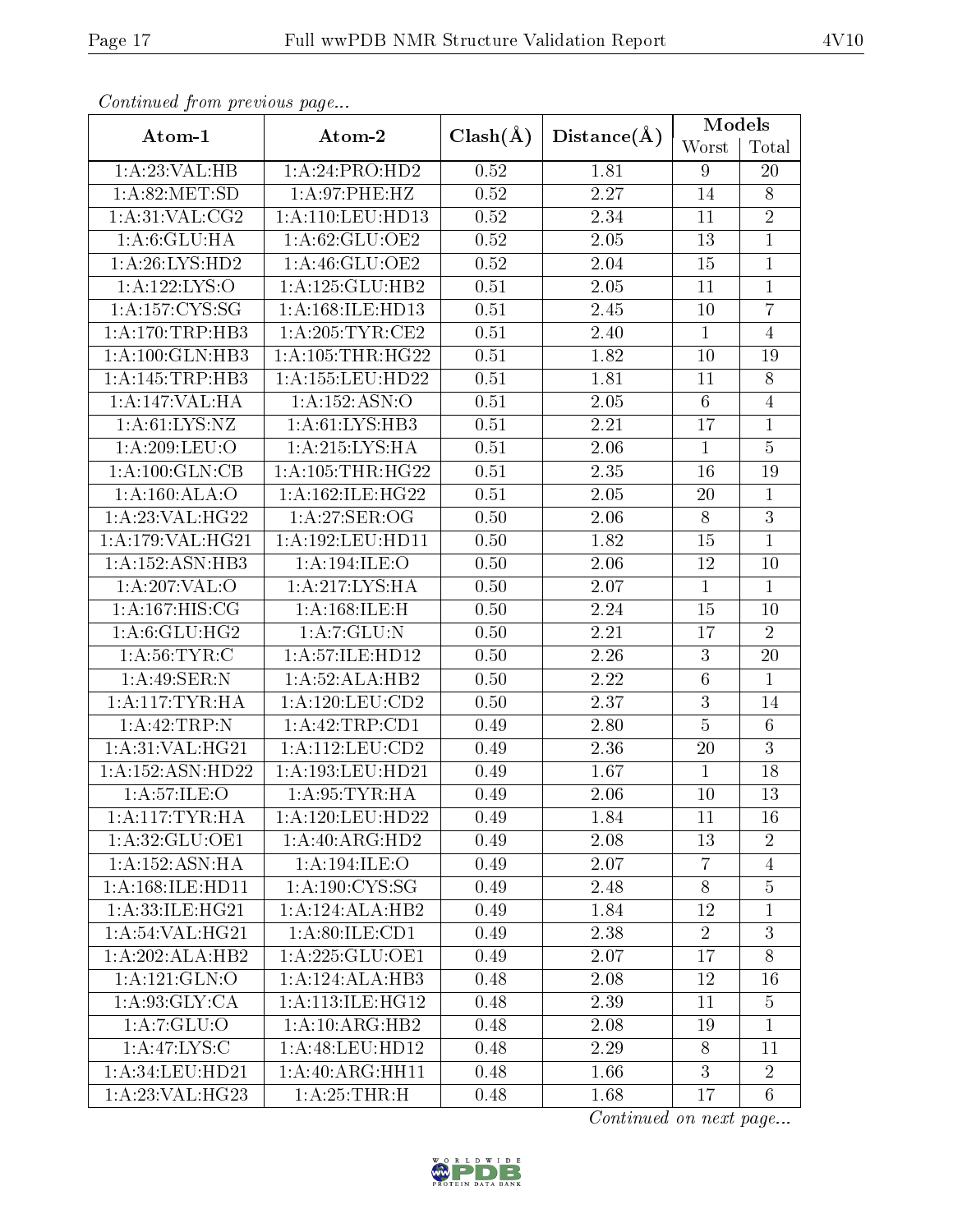*Continued from previous page...*

| Atom-1 | Atom-2 | Clash(Å) | Distance(Å) | Models | |
|---|---|---|---|---|---|
| | | | | Worst | Total |
| 1:A:23:VAL:HB | 1:A:24:PRO:HD2 | 0.52 | 1.81 | 9 | 20 |
| 1:A:82:MET:SD | 1:A:97:PHE:HZ | 0.52 | 2.27 | 14 | 8 |
| 1:A:31:VAL:CG2 | 1:A:110:LEU:HD13 | 0.52 | 2.34 | 11 | 2 |
| 1:A:6:GLU:HA | 1:A:62:GLU:OE2 | 0.52 | 2.05 | 13 | 1 |
| 1:A:26:LYS:HD2 | 1:A:46:GLU:OE2 | 0.52 | 2.04 | 15 | 1 |
| 1:A:122:LYS:O | 1:A:125:GLU:HB2 | 0.51 | 2.05 | 11 | 1 |
| 1:A:157:CYS:SG | 1:A:168:ILE:HD13 | 0.51 | 2.45 | 10 | 7 |
| 1:A:170:TRP:HB3 | 1:A:205:TYR:CE2 | 0.51 | 2.40 | 1 | 4 |
| 1:A:100:GLN:HB3 | 1:A:105:THR:HG22 | 0.51 | 1.82 | 10 | 19 |
| 1:A:145:TRP:HB3 | 1:A:155:LEU:HD22 | 0.51 | 1.81 | 11 | 8 |
| 1:A:147:VAL:HA | 1:A:152:ASN:O | 0.51 | 2.05 | 6 | 4 |
| 1:A:61:LYS:NZ | 1:A:61:LYS:HB3 | 0.51 | 2.21 | 17 | 1 |
| 1:A:209:LEU:O | 1:A:215:LYS:HA | 0.51 | 2.06 | 1 | 5 |
| 1:A:100:GLN:CB | 1:A:105:THR:HG22 | 0.51 | 2.35 | 16 | 19 |
| 1:A:160:ALA:O | 1:A:162:ILE:HG22 | 0.51 | 2.05 | 20 | 1 |
| 1:A:23:VAL:HG22 | 1:A:27:SER:OG | 0.50 | 2.06 | 8 | 3 |
| 1:A:179:VAL:HG21 | 1:A:192:LEU:HD11 | 0.50 | 1.82 | 15 | 1 |
| 1:A:152:ASN:HB3 | 1:A:194:ILE:O | 0.50 | 2.06 | 12 | 10 |
| 1:A:207:VAL:O | 1:A:217:LYS:HA | 0.50 | 2.07 | 1 | 1 |
| 1:A:167:HIS:CG | 1:A:168:ILE:H | 0.50 | 2.24 | 15 | 10 |
| 1:A:6:GLU:HG2 | 1:A:7:GLU:N | 0.50 | 2.21 | 17 | 2 |
| 1:A:56:TYR:C | 1:A:57:ILE:HD12 | 0.50 | 2.26 | 3 | 20 |
| 1:A:49:SER:N | 1:A:52:ALA:HB2 | 0.50 | 2.22 | 6 | 1 |
| 1:A:117:TYR:HA | 1:A:120:LEU:CD2 | 0.50 | 2.37 | 3 | 14 |
| 1:A:42:TRP:N | 1:A:42:TRP:CD1 | 0.49 | 2.80 | 5 | 6 |
| 1:A:31:VAL:HG21 | 1:A:112:LEU:CD2 | 0.49 | 2.36 | 20 | 3 |
| 1:A:152:ASN:HD22 | 1:A:193:LEU:HD21 | 0.49 | 1.67 | 1 | 18 |
| 1:A:57:ILE:O | 1:A:95:TYR:HA | 0.49 | 2.06 | 10 | 13 |
| 1:A:117:TYR:HA | 1:A:120:LEU:HD22 | 0.49 | 1.84 | 11 | 16 |
| 1:A:32:GLU:OE1 | 1:A:40:ARG:HD2 | 0.49 | 2.08 | 13 | 2 |
| 1:A:152:ASN:HA | 1:A:194:ILE:O | 0.49 | 2.07 | 7 | 4 |
| 1:A:168:ILE:HD11 | 1:A:190:CYS:SG | 0.49 | 2.48 | 8 | 5 |
| 1:A:33:ILE:HG21 | 1:A:124:ALA:HB2 | 0.49 | 1.84 | 12 | 1 |
| 1:A:54:VAL:HG21 | 1:A:80:ILE:CD1 | 0.49 | 2.38 | 2 | 3 |
| 1:A:202:ALA:HB2 | 1:A:225:GLU:OE1 | 0.49 | 2.07 | 17 | 8 |
| 1:A:121:GLN:O | 1:A:124:ALA:HB3 | 0.48 | 2.08 | 12 | 16 |
| 1:A:93:GLY:CA | 1:A:113:ILE:HG12 | 0.48 | 2.39 | 11 | 5 |
| 1:A:7:GLU:O | 1:A:10:ARG:HB2 | 0.48 | 2.08 | 19 | 1 |
| 1:A:47:LYS:C | 1:A:48:LEU:HD12 | 0.48 | 2.29 | 8 | 11 |
| 1:A:34:LEU:HD21 | 1:A:40:ARG:HH11 | 0.48 | 1.66 | 3 | 2 |
| 1:A:23:VAL:HG23 | 1:A:25:THR:H | 0.48 | 1.68 | 17 | 6 |

*Continued on next page...*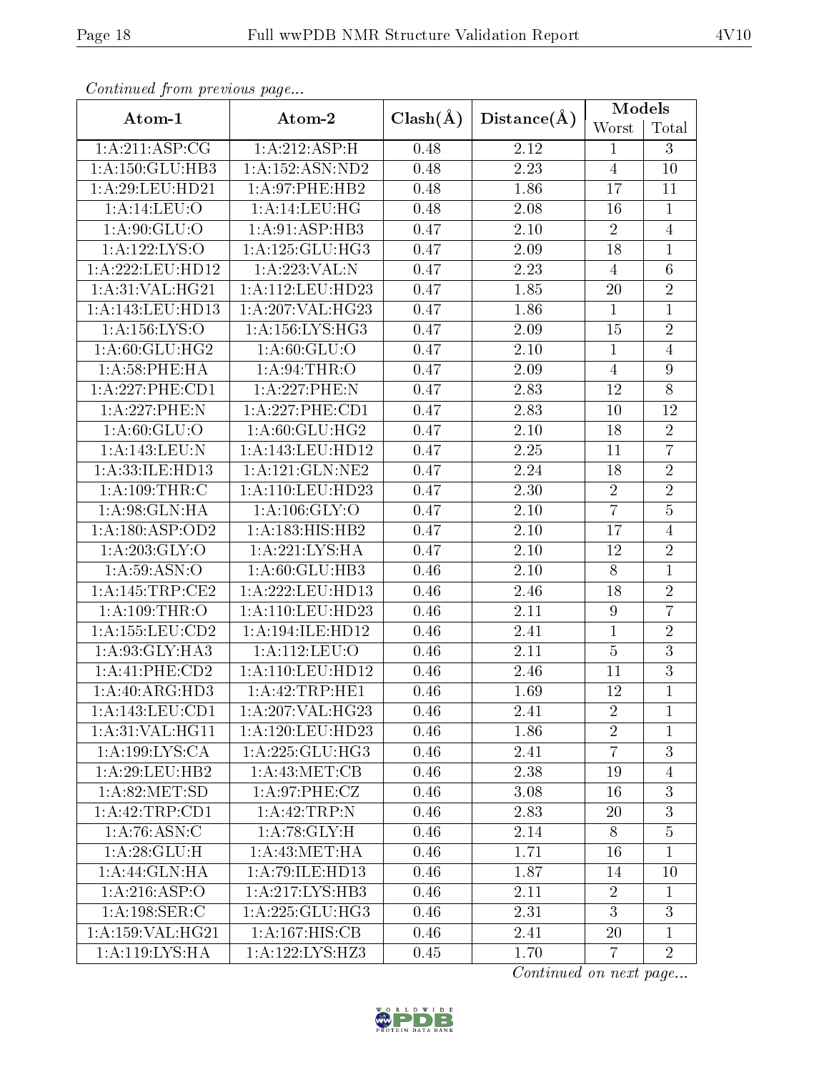*Continued from previous page...*

| Atom-1 | Atom-2 | Clash(Å) | Distance(Å) | Models | |
|---|---|---|---|---|---|
| | | | | Worst | Total |
| 1:A:211:ASP:CG | 1:A:212:ASP:H | 0.48 | 2.12 | 1 | 3 |
| 1:A:150:GLU:HB3 | 1:A:152:ASN:ND2 | 0.48 | 2.23 | 4 | 10 |
| 1:A:29:LEU:HD21 | 1:A:97:PHE:HB2 | 0.48 | 1.86 | 17 | 11 |
| 1:A:14:LEU:O | 1:A:14:LEU:HG | 0.48 | 2.08 | 16 | 1 |
| 1:A:90:GLU:O | 1:A:91:ASP:HB3 | 0.47 | 2.10 | 2 | 4 |
| 1:A:122:LYS:O | 1:A:125:GLU:HG3 | 0.47 | 2.09 | 18 | 1 |
| 1:A:222:LEU:HD12 | 1:A:223:VAL:N | 0.47 | 2.23 | 4 | 6 |
| 1:A:31:VAL:HG21 | 1:A:112:LEU:HD23 | 0.47 | 1.85 | 20 | 2 |
| 1:A:143:LEU:HD13 | 1:A:207:VAL:HG23 | 0.47 | 1.86 | 1 | 1 |
| 1:A:156:LYS:O | 1:A:156:LYS:HG3 | 0.47 | 2.09 | 15 | 2 |
| 1:A:60:GLU:HG2 | 1:A:60:GLU:O | 0.47 | 2.10 | 1 | 4 |
| 1:A:58:PHE:HA | 1:A:94:THR:O | 0.47 | 2.09 | 4 | 9 |
| 1:A:227:PHE:CD1 | 1:A:227:PHE:N | 0.47 | 2.83 | 12 | 8 |
| 1:A:227:PHE:N | 1:A:227:PHE:CD1 | 0.47 | 2.83 | 10 | 12 |
| 1:A:60:GLU:O | 1:A:60:GLU:HG2 | 0.47 | 2.10 | 18 | 2 |
| 1:A:143:LEU:N | 1:A:143:LEU:HD12 | 0.47 | 2.25 | 11 | 7 |
| 1:A:33:ILE:HD13 | 1:A:121:GLN:NE2 | 0.47 | 2.24 | 18 | 2 |
| 1:A:109:THR:C | 1:A:110:LEU:HD23 | 0.47 | 2.30 | 2 | 2 |
| 1:A:98:GLN:HA | 1:A:106:GLY:O | 0.47 | 2.10 | 7 | 5 |
| 1:A:180:ASP:OD2 | 1:A:183:HIS:HB2 | 0.47 | 2.10 | 17 | 4 |
| 1:A:203:GLY:O | 1:A:221:LYS:HA | 0.47 | 2.10 | 12 | 2 |
| 1:A:59:ASN:O | 1:A:60:GLU:HB3 | 0.46 | 2.10 | 8 | 1 |
| 1:A:145:TRP:CE2 | 1:A:222:LEU:HD13 | 0.46 | 2.46 | 18 | 2 |
| 1:A:109:THR:O | 1:A:110:LEU:HD23 | 0.46 | 2.11 | 9 | 7 |
| 1:A:155:LEU:CD2 | 1:A:194:ILE:HD12 | 0.46 | 2.41 | 1 | 2 |
| 1:A:93:GLY:HA3 | 1:A:112:LEU:O | 0.46 | 2.11 | 5 | 3 |
| 1:A:41:PHE:CD2 | 1:A:110:LEU:HD12 | 0.46 | 2.46 | 11 | 3 |
| 1:A:40:ARG:HD3 | 1:A:42:TRP:HE1 | 0.46 | 1.69 | 12 | 1 |
| 1:A:143:LEU:CD1 | 1:A:207:VAL:HG23 | 0.46 | 2.41 | 2 | 1 |
| 1:A:31:VAL:HG11 | 1:A:120:LEU:HD23 | 0.46 | 1.86 | 2 | 1 |
| 1:A:199:LYS:CA | 1:A:225:GLU:HG3 | 0.46 | 2.41 | 7 | 3 |
| 1:A:29:LEU:HB2 | 1:A:43:MET:CB | 0.46 | 2.38 | 19 | 4 |
| 1:A:82:MET:SD | 1:A:97:PHE:CZ | 0.46 | 3.08 | 16 | 3 |
| 1:A:42:TRP:CD1 | 1:A:42:TRP:N | 0.46 | 2.83 | 20 | 3 |
| 1:A:76:ASN:C | 1:A:78:GLY:H | 0.46 | 2.14 | 8 | 5 |
| 1:A:28:GLU:H | 1:A:43:MET:HA | 0.46 | 1.71 | 16 | 1 |
| 1:A:44:GLN:HA | 1:A:79:ILE:HD13 | 0.46 | 1.87 | 14 | 10 |
| 1:A:216:ASP:O | 1:A:217:LYS:HB3 | 0.46 | 2.11 | 2 | 1 |
| 1:A:198:SER:C | 1:A:225:GLU:HG3 | 0.46 | 2.31 | 3 | 3 |
| 1:A:159:VAL:HG21 | 1:A:167:HIS:CB | 0.46 | 2.41 | 20 | 1 |
| 1:A:119:LYS:HA | 1:A:122:LYS:HZ3 | 0.45 | 1.70 | 7 | 2 |

*Continued on next page...*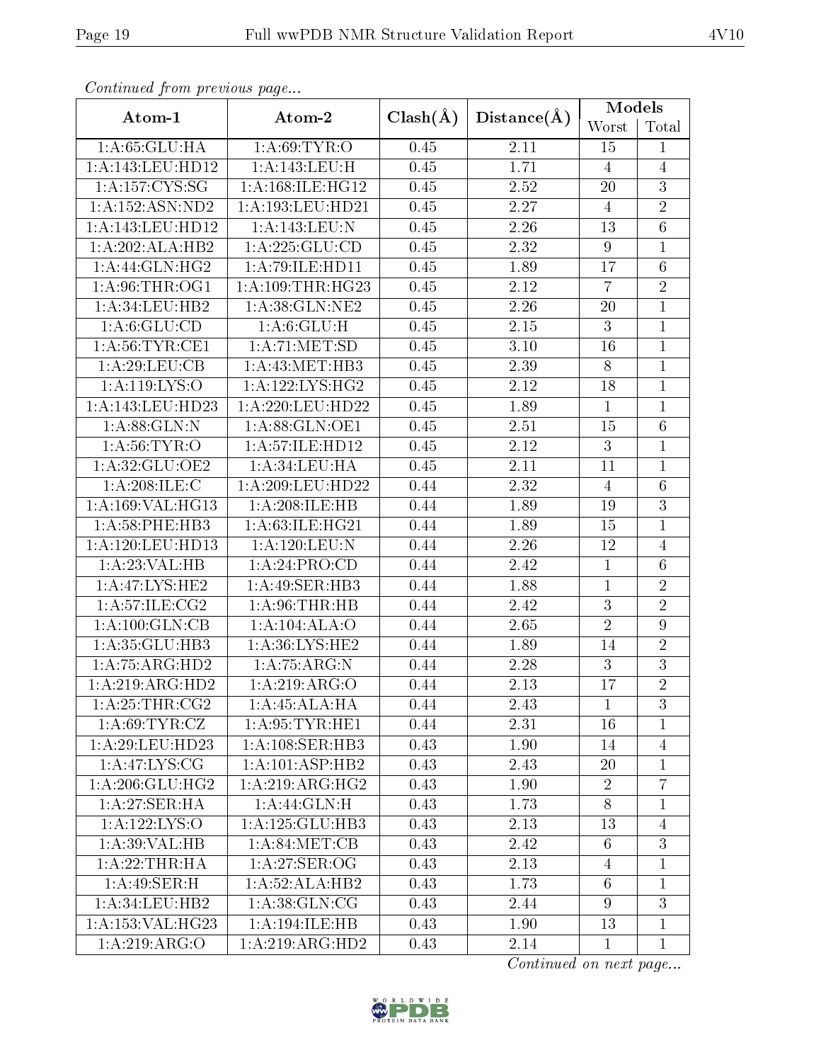*Continued from previous page...*

| Atom-1 | Atom-2 | Clash(Å) | Distance(Å) | Models | |
|---|---|---|---|---|---|
| | | | | Worst | Total |
| 1:A:65:GLU:HA | 1:A:69:TYR:O | 0.45 | 2.11 | 15 | 1 |
| 1:A:143:LEU:HD12 | 1:A:143:LEU:H | 0.45 | 1.71 | 4 | 4 |
| 1:A:157:CYS:SG | 1:A:168:ILE:HG12 | 0.45 | 2.52 | 20 | 3 |
| 1:A:152:ASN:ND2 | 1:A:193:LEU:HD21 | 0.45 | 2.27 | 4 | 2 |
| 1:A:143:LEU:HD12 | 1:A:143:LEU:N | 0.45 | 2.26 | 13 | 6 |
| 1:A:202:ALA:HB2 | 1:A:225:GLU:CD | 0.45 | 2.32 | 9 | 1 |
| 1:A:44:GLN:HG2 | 1:A:79:ILE:HD11 | 0.45 | 1.89 | 17 | 6 |
| 1:A:96:THR:OG1 | 1:A:109:THR:HG23 | 0.45 | 2.12 | 7 | 2 |
| 1:A:34:LEU:HB2 | 1:A:38:GLN:NE2 | 0.45 | 2.26 | 20 | 1 |
| 1:A:6:GLU:CD | 1:A:6:GLU:H | 0.45 | 2.15 | 3 | 1 |
| 1:A:56:TYR:CE1 | 1:A:71:MET:SD | 0.45 | 3.10 | 16 | 1 |
| 1:A:29:LEU:CB | 1:A:43:MET:HB3 | 0.45 | 2.39 | 8 | 1 |
| 1:A:119:LYS:O | 1:A:122:LYS:HG2 | 0.45 | 2.12 | 18 | 1 |
| 1:A:143:LEU:HD23 | 1:A:220:LEU:HD22 | 0.45 | 1.89 | 1 | 1 |
| 1:A:88:GLN:N | 1:A:88:GLN:OE1 | 0.45 | 2.51 | 15 | 6 |
| 1:A:56:TYR:O | 1:A:57:ILE:HD12 | 0.45 | 2.12 | 3 | 1 |
| 1:A:32:GLU:OE2 | 1:A:34:LEU:HA | 0.45 | 2.11 | 11 | 1 |
| 1:A:208:ILE:C | 1:A:209:LEU:HD22 | 0.44 | 2.32 | 4 | 6 |
| 1:A:169:VAL:HG13 | 1:A:208:ILE:HB | 0.44 | 1.89 | 19 | 3 |
| 1:A:58:PHE:HB3 | 1:A:63:ILE:HG21 | 0.44 | 1.89 | 15 | 1 |
| 1:A:120:LEU:HD13 | 1:A:120:LEU:N | 0.44 | 2.26 | 12 | 4 |
| 1:A:23:VAL:HB | 1:A:24:PRO:CD | 0.44 | 2.42 | 1 | 6 |
| 1:A:47:LYS:HE2 | 1:A:49:SER:HB3 | 0.44 | 1.88 | 1 | 2 |
| 1:A:57:ILE:CG2 | 1:A:96:THR:HB | 0.44 | 2.42 | 3 | 2 |
| 1:A:100:GLN:CB | 1:A:104:ALA:O | 0.44 | 2.65 | 2 | 9 |
| 1:A:35:GLU:HB3 | 1:A:36:LYS:HE2 | 0.44 | 1.89 | 14 | 2 |
| 1:A:75:ARG:HD2 | 1:A:75:ARG:N | 0.44 | 2.28 | 3 | 3 |
| 1:A:219:ARG:HD2 | 1:A:219:ARG:O | 0.44 | 2.13 | 17 | 2 |
| 1:A:25:THR:CG2 | 1:A:45:ALA:HA | 0.44 | 2.43 | 1 | 3 |
| 1:A:69:TYR:CZ | 1:A:95:TYR:HE1 | 0.44 | 2.31 | 16 | 1 |
| 1:A:29:LEU:HD23 | 1:A:108:SER:HB3 | 0.43 | 1.90 | 14 | 4 |
| 1:A:47:LYS:CG | 1:A:101:ASP:HB2 | 0.43 | 2.43 | 20 | 1 |
| 1:A:206:GLU:HG2 | 1:A:219:ARG:HG2 | 0.43 | 1.90 | 2 | 7 |
| 1:A:27:SER:HA | 1:A:44:GLN:H | 0.43 | 1.73 | 8 | 1 |
| 1:A:122:LYS:O | 1:A:125:GLU:HB3 | 0.43 | 2.13 | 13 | 4 |
| 1:A:39:VAL:HB | 1:A:84:MET:CB | 0.43 | 2.42 | 6 | 3 |
| 1:A:22:THR:HA | 1:A:27:SER:OG | 0.43 | 2.13 | 4 | 1 |
| 1:A:49:SER:H | 1:A:52:ALA:HB2 | 0.43 | 1.73 | 6 | 1 |
| 1:A:34:LEU:HB2 | 1:A:38:GLN:CG | 0.43 | 2.44 | 9 | 3 |
| 1:A:153:VAL:HG23 | 1:A:194:ILE:HB | 0.43 | 1.90 | 13 | 1 |
| 1:A:219:ARG:O | 1:A:219:ARG:HD2 | 0.43 | 2.14 | 1 | 1 |

*Continued on next page...*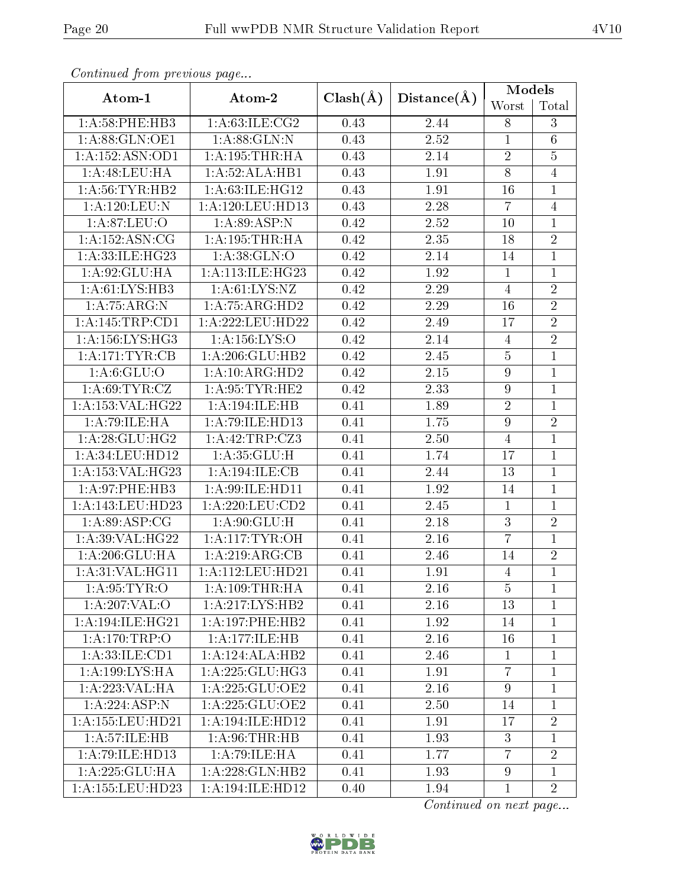*Continued from previous page...*

| Atom-1 | Atom-2 | Clash(Å) | Distance(Å) | Models | |
|---|---|---|---|---|---|
| | | | | Worst | Total |
| 1:A:58:PHE:HB3 | 1:A:63:ILE:CG2 | 0.43 | 2.44 | 8 | 3 |
| 1:A:88:GLN:OE1 | 1:A:88:GLN:N | 0.43 | 2.52 | 1 | 6 |
| 1:A:152:ASN:OD1 | 1:A:195:THR:HA | 0.43 | 2.14 | 2 | 5 |
| 1:A:48:LEU:HA | 1:A:52:ALA:HB1 | 0.43 | 1.91 | 8 | 4 |
| 1:A:56:TYR:HB2 | 1:A:63:ILE:HG12 | 0.43 | 1.91 | 16 | 1 |
| 1:A:120:LEU:N | 1:A:120:LEU:HD13 | 0.43 | 2.28 | 7 | 4 |
| 1:A:87:LEU:O | 1:A:89:ASP:N | 0.42 | 2.52 | 10 | 1 |
| 1:A:152:ASN:CG | 1:A:195:THR:HA | 0.42 | 2.35 | 18 | 2 |
| 1:A:33:ILE:HG23 | 1:A:38:GLN:O | 0.42 | 2.14 | 14 | 1 |
| 1:A:92:GLU:HA | 1:A:113:ILE:HG23 | 0.42 | 1.92 | 1 | 1 |
| 1:A:61:LYS:HB3 | 1:A:61:LYS:NZ | 0.42 | 2.29 | 4 | 2 |
| 1:A:75:ARG:N | 1:A:75:ARG:HD2 | 0.42 | 2.29 | 16 | 2 |
| 1:A:145:TRP:CD1 | 1:A:222:LEU:HD22 | 0.42 | 2.49 | 17 | 2 |
| 1:A:156:LYS:HG3 | 1:A:156:LYS:O | 0.42 | 2.14 | 4 | 2 |
| 1:A:171:TYR:CB | 1:A:206:GLU:HB2 | 0.42 | 2.45 | 5 | 1 |
| 1:A:6:GLU:O | 1:A:10:ARG:HD2 | 0.42 | 2.15 | 9 | 1 |
| 1:A:69:TYR:CZ | 1:A:95:TYR:HE2 | 0.42 | 2.33 | 9 | 1 |
| 1:A:153:VAL:HG22 | 1:A:194:ILE:HB | 0.41 | 1.89 | 2 | 1 |
| 1:A:79:ILE:HA | 1:A:79:ILE:HD13 | 0.41 | 1.75 | 9 | 2 |
| 1:A:28:GLU:HG2 | 1:A:42:TRP:CZ3 | 0.41 | 2.50 | 4 | 1 |
| 1:A:34:LEU:HD12 | 1:A:35:GLU:H | 0.41 | 1.74 | 17 | 1 |
| 1:A:153:VAL:HG23 | 1:A:194:ILE:CB | 0.41 | 2.44 | 13 | 1 |
| 1:A:97:PHE:HB3 | 1:A:99:ILE:HD11 | 0.41 | 1.92 | 14 | 1 |
| 1:A:143:LEU:HD23 | 1:A:220:LEU:CD2 | 0.41 | 2.45 | 1 | 1 |
| 1:A:89:ASP:CG | 1:A:90:GLU:H | 0.41 | 2.18 | 3 | 2 |
| 1:A:39:VAL:HG22 | 1:A:117:TYR:OH | 0.41 | 2.16 | 7 | 1 |
| 1:A:206:GLU:HA | 1:A:219:ARG:CB | 0.41 | 2.46 | 14 | 2 |
| 1:A:31:VAL:HG11 | 1:A:112:LEU:HD21 | 0.41 | 1.91 | 4 | 1 |
| 1:A:95:TYR:O | 1:A:109:THR:HA | 0.41 | 2.16 | 5 | 1 |
| 1:A:207:VAL:O | 1:A:217:LYS:HB2 | 0.41 | 2.16 | 13 | 1 |
| 1:A:194:ILE:HG21 | 1:A:197:PHE:HB2 | 0.41 | 1.92 | 14 | 1 |
| 1:A:170:TRP:O | 1:A:177:ILE:HB | 0.41 | 2.16 | 16 | 1 |
| 1:A:33:ILE:CD1 | 1:A:124:ALA:HB2 | 0.41 | 2.46 | 1 | 1 |
| 1:A:199:LYS:HA | 1:A:225:GLU:HG3 | 0.41 | 1.91 | 7 | 1 |
| 1:A:223:VAL:HA | 1:A:225:GLU:OE2 | 0.41 | 2.16 | 9 | 1 |
| 1:A:224:ASP:N | 1:A:225:GLU:OE2 | 0.41 | 2.50 | 14 | 1 |
| 1:A:155:LEU:HD21 | 1:A:194:ILE:HD12 | 0.41 | 1.91 | 17 | 2 |
| 1:A:57:ILE:HB | 1:A:96:THR:HB | 0.41 | 1.93 | 3 | 1 |
| 1:A:79:ILE:HD13 | 1:A:79:ILE:HA | 0.41 | 1.77 | 7 | 2 |
| 1:A:225:GLU:HA | 1:A:228:GLN:HB2 | 0.41 | 1.93 | 9 | 1 |
| 1:A:155:LEU:HD23 | 1:A:194:ILE:HD12 | 0.40 | 1.94 | 1 | 2 |

*Continued on next page...*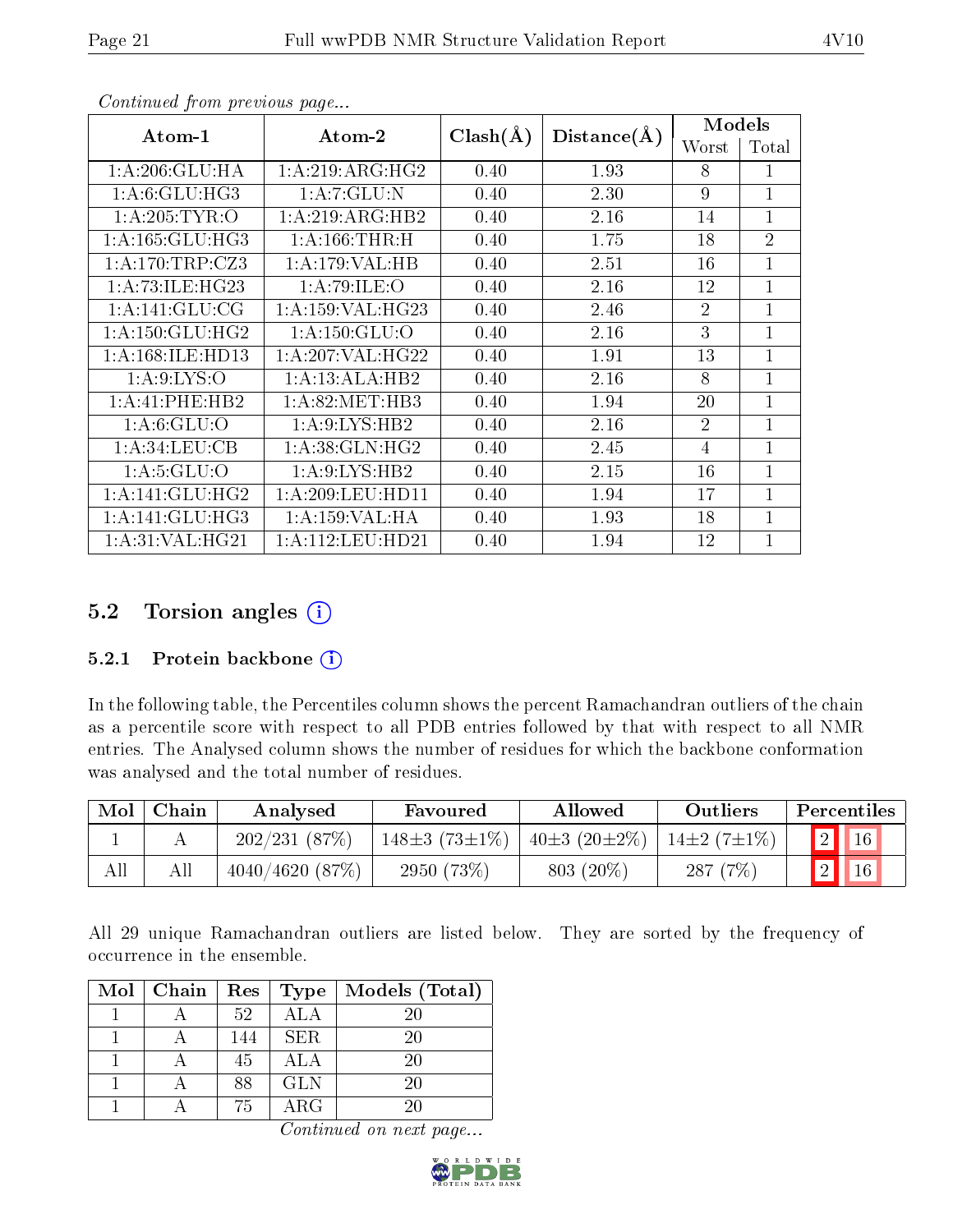*Continued from previous page...*

| Atom-1 | Atom-2 | Clash(Å) | Distance(Å) | Models | |
|---|---|---|---|---|---|
| | | | | Worst | Total |
| 1:A:206:GLU:HA | 1:A:219:ARG:HG2 | 0.40 | 1.93 | 8 | 1 |
| 1:A:6:GLU:HG3 | 1:A:7:GLU:N | 0.40 | 2.30 | 9 | 1 |
| 1:A:205:TYR:O | 1:A:219:ARG:HB2 | 0.40 | 2.16 | 14 | 1 |
| 1:A:165:GLU:HG3 | 1:A:166:THR:H | 0.40 | 1.75 | 18 | 2 |
| 1:A:170:TRP:CZ3 | 1:A:179:VAL:HB | 0.40 | 2.51 | 16 | 1 |
| 1:A:73:ILE:HG23 | 1:A:79:ILE:O | 0.40 | 2.16 | 12 | 1 |
| 1:A:141:GLU:CG | 1:A:159:VAL:HG23 | 0.40 | 2.46 | 2 | 1 |
| 1:A:150:GLU:HG2 | 1:A:150:GLU:O | 0.40 | 2.16 | 3 | 1 |
| 1:A:168:ILE:HD13 | 1:A:207:VAL:HG22 | 0.40 | 1.91 | 13 | 1 |
| 1:A:9:LYS:O | 1:A:13:ALA:HB2 | 0.40 | 2.16 | 8 | 1 |
| 1:A:41:PHE:HB2 | 1:A:82:MET:HB3 | 0.40 | 1.94 | 20 | 1 |
| 1:A:6:GLU:O | 1:A:9:LYS:HB2 | 0.40 | 2.16 | 2 | 1 |
| 1:A:34:LEU:CB | 1:A:38:GLN:HG2 | 0.40 | 2.45 | 4 | 1 |
| 1:A:5:GLU:O | 1:A:9:LYS:HB2 | 0.40 | 2.15 | 16 | 1 |
| 1:A:141:GLU:HG2 | 1:A:209:LEU:HD11 | 0.40 | 1.94 | 17 | 1 |
| 1:A:141:GLU:HG3 | 1:A:159:VAL:HA | 0.40 | 1.93 | 18 | 1 |
| 1:A:31:VAL:HG21 | 1:A:112:LEU:HD21 | 0.40 | 1.94 | 12 | 1 |

## 5.2 Torsion angles

### 5.2.1 Protein backbone

In the following table, the Percentiles column shows the percent Ramachandran outliers of the chain as a percentile score with respect to all PDB entries followed by that with respect to all NMR entries. The Analysed column shows the number of residues for which the backbone conformation was analysed and the total number of residues.

| Mol | Chain | Analysed | Favoured | Allowed | Outliers | Percentiles | |
|---|---|---|---|---|---|---|---|
| 1 | A | 202/231 (87%) | 148±3 (73±1%) | 40±3 (20±2%) | 14±2 (7±1%) | 2 | 16 |
| All | All | 4040/4620 (87%) | 2950 (73%) | 803 (20%) | 287 (7%) | 2 | 16 |

All 29 unique Ramachandran outliers are listed below. They are sorted by the frequency of occurrence in the ensemble.

| Mol | Chain | Res | Type | Models (Total) |
|---|---|---|---|---|
| 1 | A | 52 | ALA | 20 |
| 1 | A | 144 | SER | 20 |
| 1 | A | 45 | ALA | 20 |
| 1 | A | 88 | GLN | 20 |
| 1 | A | 75 | ARG | 20 |

*Continued on next page...*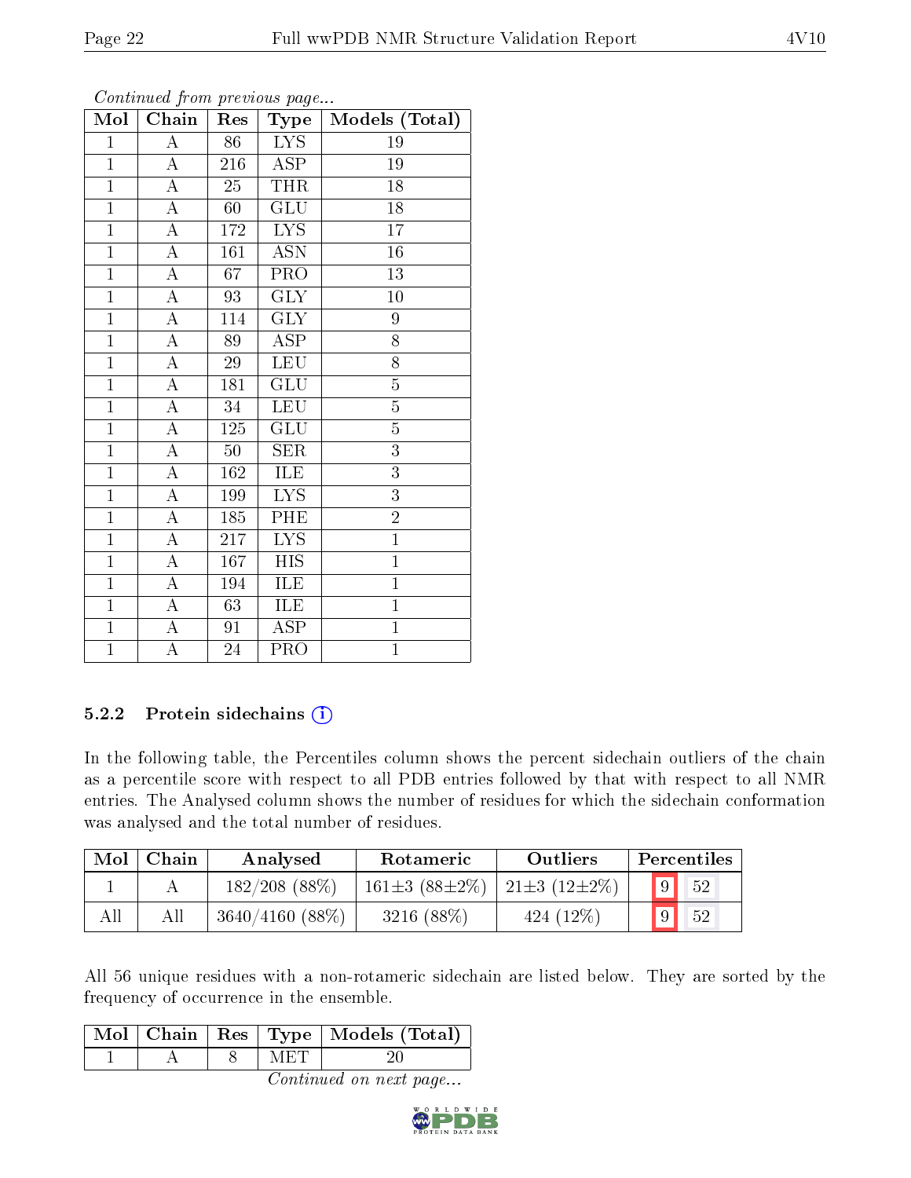*Continued from previous page...*

| Mol | Chain | Res | Type | Models (Total) |
|---|---|---|---|---|
| 1 | A | 86 | LYS | 19 |
| 1 | A | 216 | ASP | 19 |
| 1 | A | 25 | THR | 18 |
| 1 | A | 60 | GLU | 18 |
| 1 | A | 172 | LYS | 17 |
| 1 | A | 161 | ASN | 16 |
| 1 | A | 67 | PRO | 13 |
| 1 | A | 93 | GLY | 10 |
| 1 | A | 114 | GLY | 9 |
| 1 | A | 89 | ASP | 8 |
| 1 | A | 29 | LEU | 8 |
| 1 | A | 181 | GLU | 5 |
| 1 | A | 34 | LEU | 5 |
| 1 | A | 125 | GLU | 5 |
| 1 | A | 50 | SER | 3 |
| 1 | A | 162 | ILE | 3 |
| 1 | A | 199 | LYS | 3 |
| 1 | A | 185 | PHE | 2 |
| 1 | A | 217 | LYS | 1 |
| 1 | A | 167 | HIS | 1 |
| 1 | A | 194 | ILE | 1 |
| 1 | A | 63 | ILE | 1 |
| 1 | A | 91 | ASP | 1 |
| 1 | A | 24 | PRO | 1 |

### 5.2.2 Protein sidechains

In the following table, the Percentiles column shows the percent sidechain outliers of the chain as a percentile score with respect to all PDB entries followed by that with respect to all NMR entries. The Analysed column shows the number of residues for which the sidechain conformation was analysed and the total number of residues.

| Mol | Chain | Analysed | Rotameric | Outliers | Percentiles | |
|---|---|---|---|---|---|---|
| 1 | A | 182/208 (88%) | 161±3 (88±2%) | 21±3 (12±2%) | 9 | 52 |
| All | All | 3640/4160 (88%) | 3216 (88%) | 424 (12%) | 9 | 52 |

All 56 unique residues with a non-rotameric sidechain are listed below. They are sorted by the frequency of occurrence in the ensemble.

| Mol | Chain | Res | Type | Models (Total) |
|---|---|---|---|---|
| 1 | A | 8 | MET | 20 |

*Continued on next page...*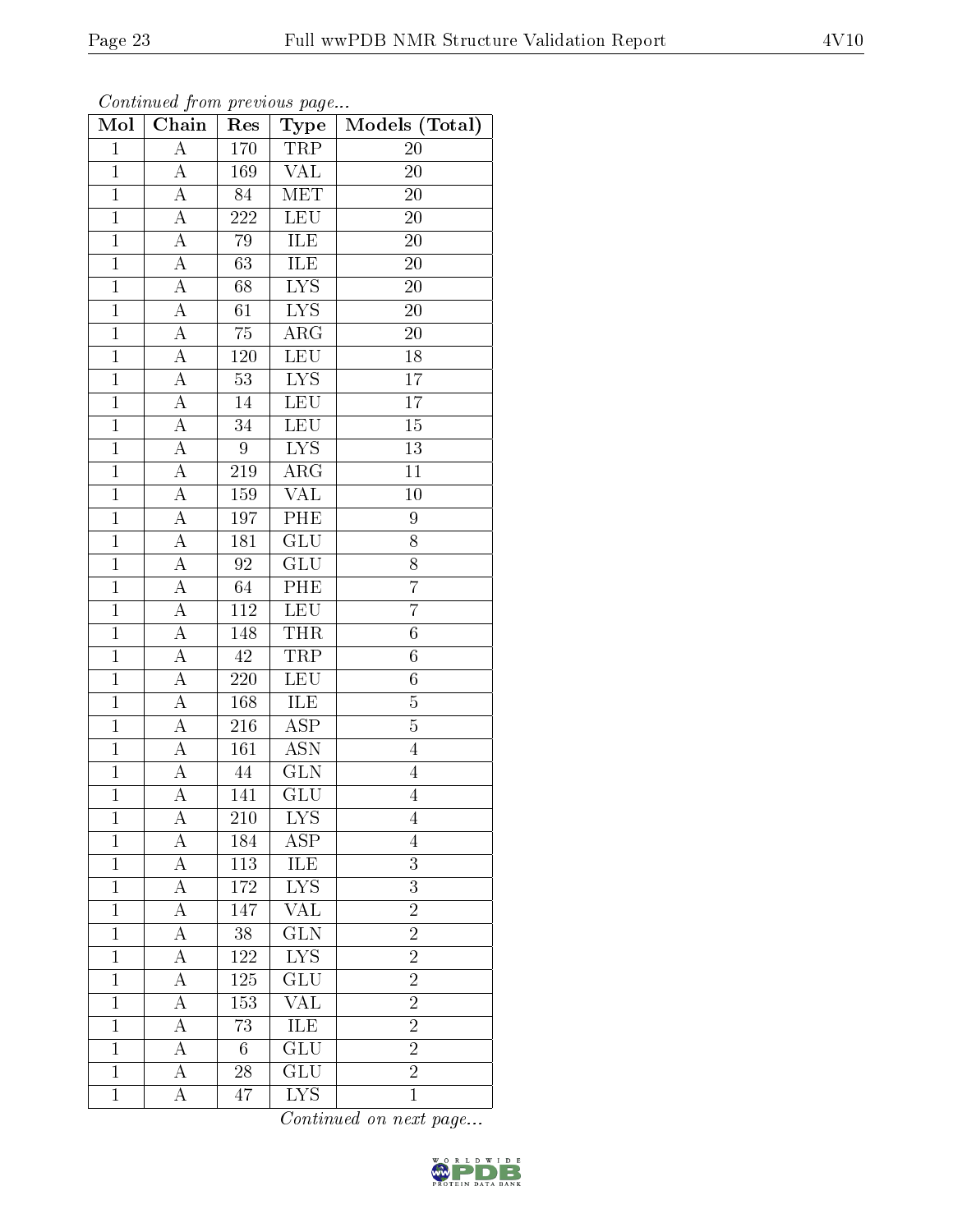*Continued from previous page...*

| Mol | Chain | Res | Type | Models (Total) |
|---|---|---|---|---|
| 1 | A | 170 | TRP | 20 |
| 1 | A | 169 | VAL | 20 |
| 1 | A | 84 | MET | 20 |
| 1 | A | 222 | LEU | 20 |
| 1 | A | 79 | ILE | 20 |
| 1 | A | 63 | ILE | 20 |
| 1 | A | 68 | LYS | 20 |
| 1 | A | 61 | LYS | 20 |
| 1 | A | 75 | ARG | 20 |
| 1 | A | 120 | LEU | 18 |
| 1 | A | 53 | LYS | 17 |
| 1 | A | 14 | LEU | 17 |
| 1 | A | 34 | LEU | 15 |
| 1 | A | 9 | LYS | 13 |
| 1 | A | 219 | ARG | 11 |
| 1 | A | 159 | VAL | 10 |
| 1 | A | 197 | PHE | 9 |
| 1 | A | 181 | GLU | 8 |
| 1 | A | 92 | GLU | 8 |
| 1 | A | 64 | PHE | 7 |
| 1 | A | 112 | LEU | 7 |
| 1 | A | 148 | THR | 6 |
| 1 | A | 42 | TRP | 6 |
| 1 | A | 220 | LEU | 6 |
| 1 | A | 168 | ILE | 5 |
| 1 | A | 216 | ASP | 5 |
| 1 | A | 161 | ASN | 4 |
| 1 | A | 44 | GLN | 4 |
| 1 | A | 141 | GLU | 4 |
| 1 | A | 210 | LYS | 4 |
| 1 | A | 184 | ASP | 4 |
| 1 | A | 113 | ILE | 3 |
| 1 | A | 172 | LYS | 3 |
| 1 | A | 147 | VAL | 2 |
| 1 | A | 38 | GLN | 2 |
| 1 | A | 122 | LYS | 2 |
| 1 | A | 125 | GLU | 2 |
| 1 | A | 153 | VAL | 2 |
| 1 | A | 73 | ILE | 2 |
| 1 | A | 6 | GLU | 2 |
| 1 | A | 28 | GLU | 2 |
| 1 | A | 47 | LYS | 1 |

*Continued on next page...*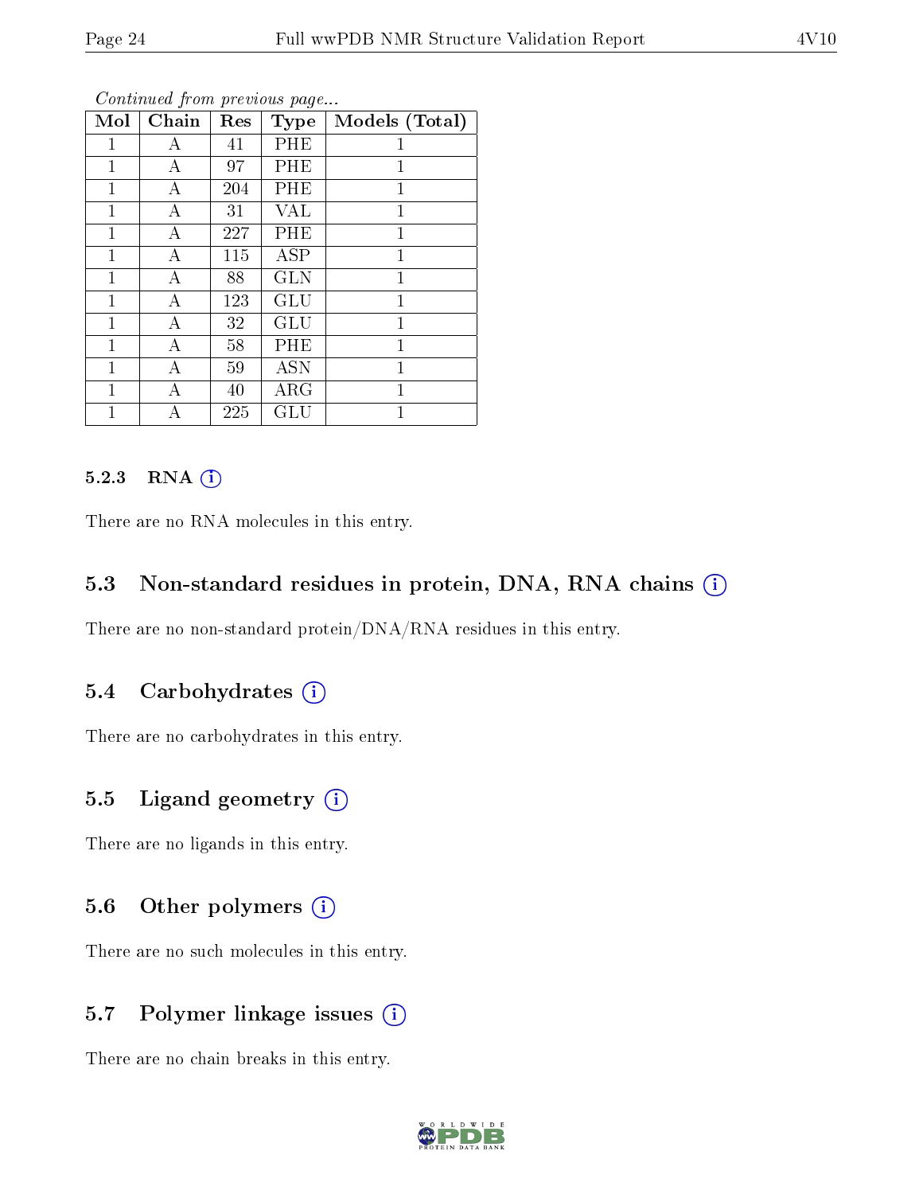*Continued from previous page...*

| Mol | Chain | Res | Type | Models (Total) |
|---|---|---|---|---|
| 1 | A | 41 | PHE | 1 |
| 1 | A | 97 | PHE | 1 |
| 1 | A | 204 | PHE | 1 |
| 1 | A | 31 | VAL | 1 |
| 1 | A | 227 | PHE | 1 |
| 1 | A | 115 | ASP | 1 |
| 1 | A | 88 | GLN | 1 |
| 1 | A | 123 | GLU | 1 |
| 1 | A | 32 | GLU | 1 |
| 1 | A | 58 | PHE | 1 |
| 1 | A | 59 | ASN | 1 |
| 1 | A | 40 | ARG | 1 |
| 1 | A | 225 | GLU | 1 |

#### 5.2.3 RNA (i)

There are no RNA molecules in this entry.

### 5.3 Non-standard residues in protein, DNA, RNA chains (i)

There are no non-standard protein/DNA/RNA residues in this entry.

### 5.4 Carbohydrates (i)

There are no carbohydrates in this entry.

### 5.5 Ligand geometry (i)

There are no ligands in this entry.

### 5.6 Other polymers (i)

There are no such molecules in this entry.

### 5.7 Polymer linkage issues (i)

There are no chain breaks in this entry.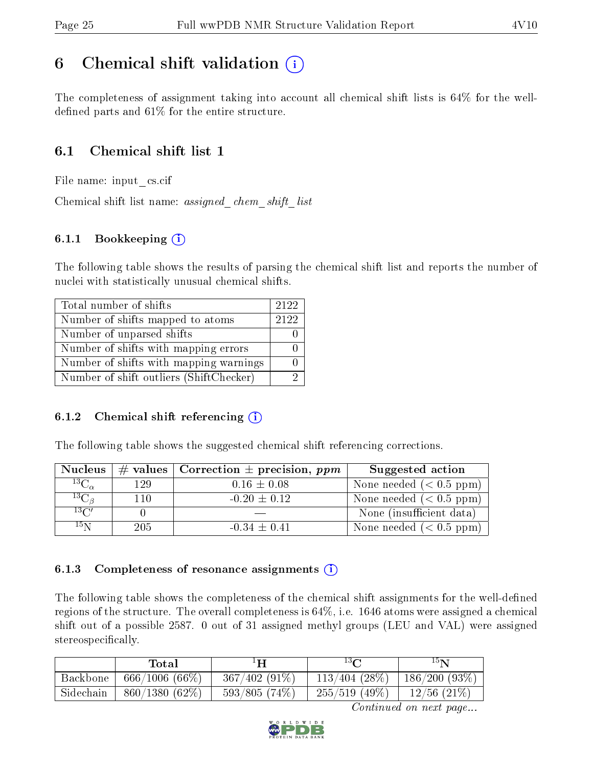# 6 Chemical shift validation

The completeness of assignment taking into account all chemical shift lists is 64% for the well-defined parts and 61% for the entire structure.

## 6.1 Chemical shift list 1

File name: input_cs.cif

Chemical shift list name: *assigned_chem_shift_list*

### 6.1.1 Bookkeeping

The following table shows the results of parsing the chemical shift list and reports the number of nuclei with statistically unusual chemical shifts.

| | |
|---|---|
| Total number of shifts | 2122 |
| Number of shifts mapped to atoms | 2122 |
| Number of unparsed shifts | 0 |
| Number of shifts with mapping errors | 0 |
| Number of shifts with mapping warnings | 0 |
| Number of shift outliers (ShiftChecker) | 2 |

### 6.1.2 Chemical shift referencing

The following table shows the suggested chemical shift referencing corrections.

| Nucleus | # values | Correction ± precision, *ppm* | Suggested action |
|---|---|---|---|
| $^{13}C_{\alpha}$ | 129 | 0.16 ± 0.08 | None needed (< 0.5 ppm) |
| $^{13}C_{\beta}$ | 110 | -0.20 ± 0.12 | None needed (< 0.5 ppm) |
| $^{13}C'$ | 0 | — | None (insufficient data) |
| $^{15}N$ | 205 | -0.34 ± 0.41 | None needed (< 0.5 ppm) |

### 6.1.3 Completeness of resonance assignments

The following table shows the completeness of the chemical shift assignments for the well-defined regions of the structure. The overall completeness is 64%, i.e. 1646 atoms were assigned a chemical shift out of a possible 2587. 0 out of 31 assigned methyl groups (LEU and VAL) were assigned stereospecifically.

| | Total | $^{1}H$ | $^{13}C$ | $^{15}N$ |
|---|---|---|---|---|
| Backbone | 666/1006 (66%) | 367/402 (91%) | 113/404 (28%) | 186/200 (93%) |
| Sidechain | 860/1380 (62%) | 593/805 (74%) | 255/519 (49%) | 12/56 (21%) |

*Continued on next page...*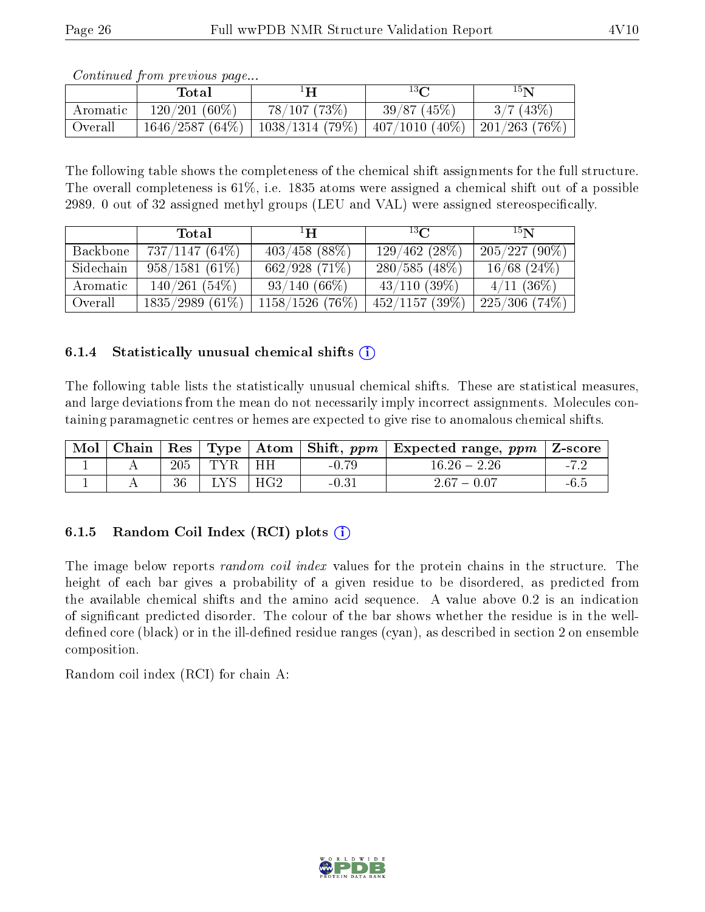*Continued from previous page...*

| | Total | $^{1}$H | $^{13}$C | $^{15}$N |
|---|---|---|---|---|
| Aromatic | 120/201 (60%) | 78/107 (73%) | 39/87 (45%) | 3/7 (43%) |
| Overall | 1646/2587 (64%) | 1038/1314 (79%) | 407/1010 (40%) | 201/263 (76%) |

The following table shows the completeness of the chemical shift assignments for the full structure. The overall completeness is 61%, i.e. 1835 atoms were assigned a chemical shift out of a possible 2989. 0 out of 32 assigned methyl groups (LEU and VAL) were assigned stereospecifically.

| | Total | $^{1}$H | $^{13}$C | $^{15}$N |
|---|---|---|---|---|
| Backbone | 737/1147 (64%) | 403/458 (88%) | 129/462 (28%) | 205/227 (90%) |
| Sidechain | 958/1581 (61%) | 662/928 (71%) | 280/585 (48%) | 16/68 (24%) |
| Aromatic | 140/261 (54%) | 93/140 (66%) | 43/110 (39%) | 4/11 (36%) |
| Overall | 1835/2989 (61%) | 1158/1526 (76%) | 452/1157 (39%) | 225/306 (74%) |

### 6.1.4 Statistically unusual chemical shifts

The following table lists the statistically unusual chemical shifts. These are statistical measures, and large deviations from the mean do not necessarily imply incorrect assignments. Molecules containing paramagnetic centres or hemes are expected to give rise to anomalous chemical shifts.

| Mol | Chain | Res | Type | Atom | Shift, *ppm* | Expected range, *ppm* | Z-score |
|---|---|---|---|---|---|---|---|
| 1 | A | 205 | TYR | HH | -0.79 | 16.26 – 2.26 | -7.2 |
| 1 | A | 36 | LYS | HG2 | -0.31 | 2.67 – 0.07 | -6.5 |

### 6.1.5 Random Coil Index (RCI) plots

The image below reports *random coil index* values for the protein chains in the structure. The height of each bar gives a probability of a given residue to be disordered, as predicted from the available chemical shifts and the amino acid sequence. A value above 0.2 is an indication of significant predicted disorder. The colour of the bar shows whether the residue is in the well-defined core (black) or in the ill-defined residue ranges (cyan), as described in section 2 on ensemble composition.

Random coil index (RCI) for chain A: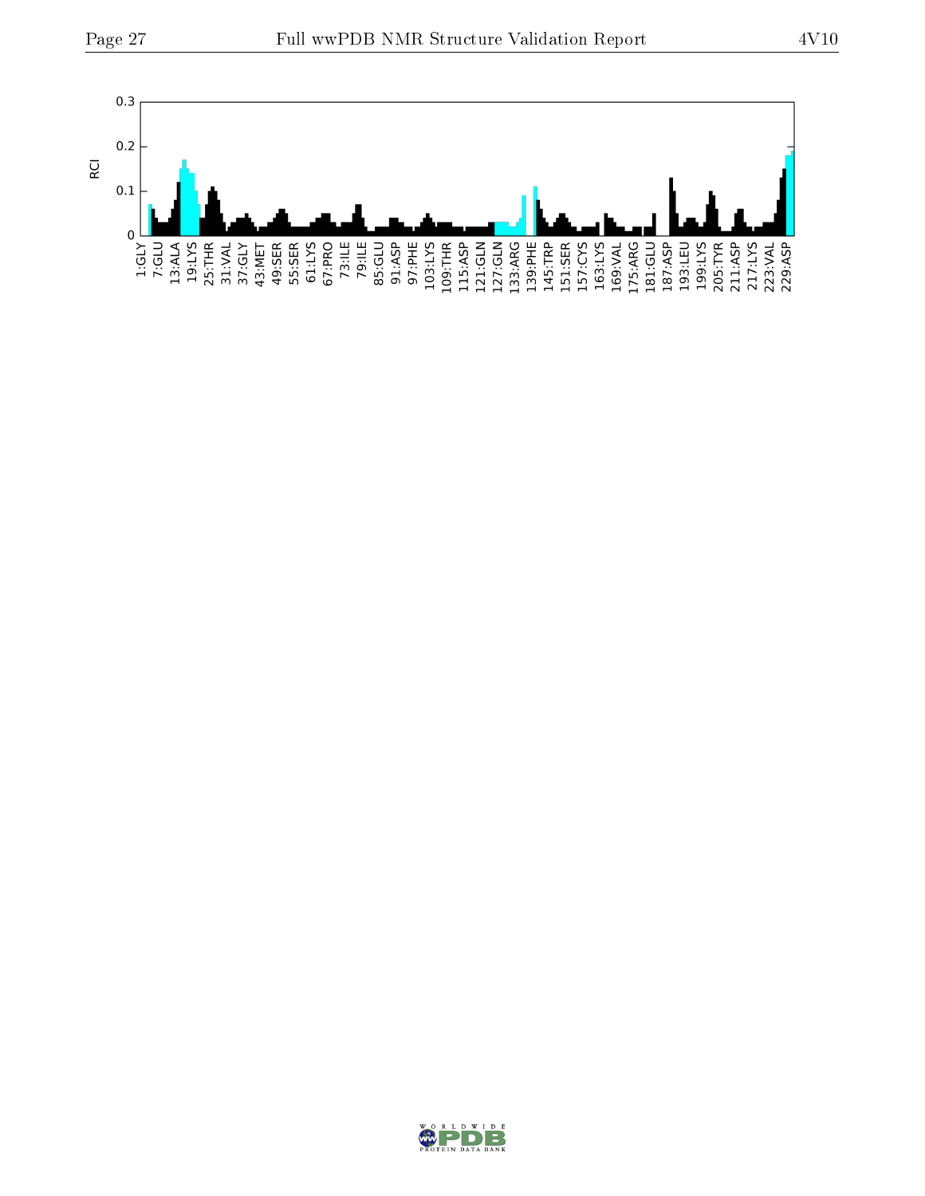RCI

0.3

0.2

0.1

0

1:GLY
7:GLU
13:ALA
19:LYS
25:THR
31:VAL
37:GLY
43:MET
49:SER
55:SER
61:LYS
67:PRO
73:ILE
79:ILE
85:GLU
91:ASP
97:PHE
103:LYS
109:THR
115:ASP
121:GLN
127:GLN
133:ARG
139:PHE
145:TRP
151:SER
157:CYS
163:LYS
169:VAL
175:ARG
181:GLU
187:ASP
193:LEU
199:LYS
205:TYR
211:ASP
217:LYS
223:VAL
229:ASP